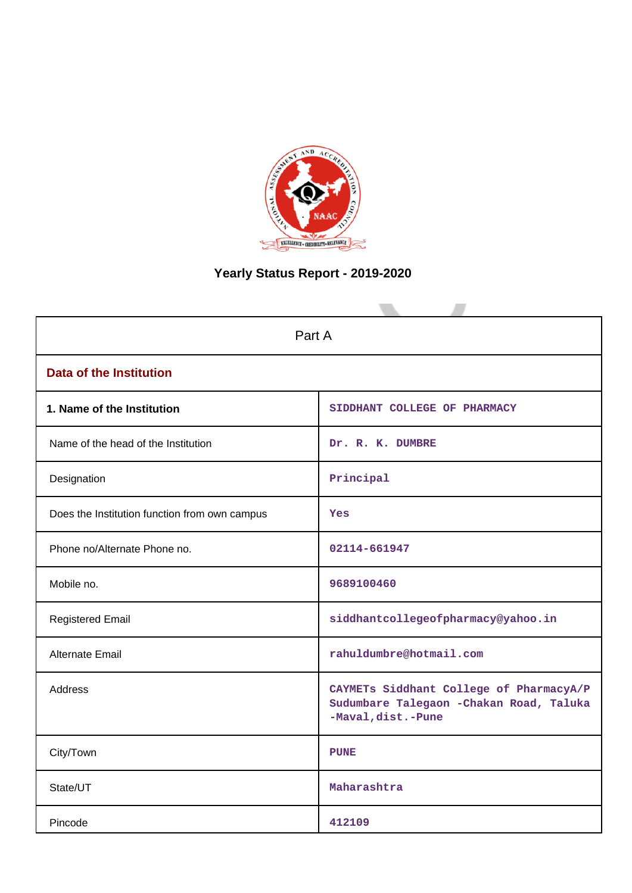# Yearly Status Report - 2019-2020

| Part A | |
|---|---|
| **Data of the Institution** | |
| **1. Name of the Institution** | SIDDHANT COLLEGE OF PHARMACY |
| Name of the head of the Institution | Dr. R. K. DUMBRE |
| Designation | Principal |
| Does the Institution function from own campus | Yes |
| Phone no/Alternate Phone no. | 02114-661947 |
| Mobile no. | 9689100460 |
| Registered Email | siddhantcollegeofpharmacy@yahoo.in |
| Alternate Email | rahuldumbre@hotmail.com |
| Address | CAYMETs Siddhant College of PharmacyA/P Sudumbare Talegaon -Chakan Road, Taluka -Maval,dist.-Pune |
| City/Town | PUNE |
| State/UT | Maharashtra |
| Pincode | 412109 |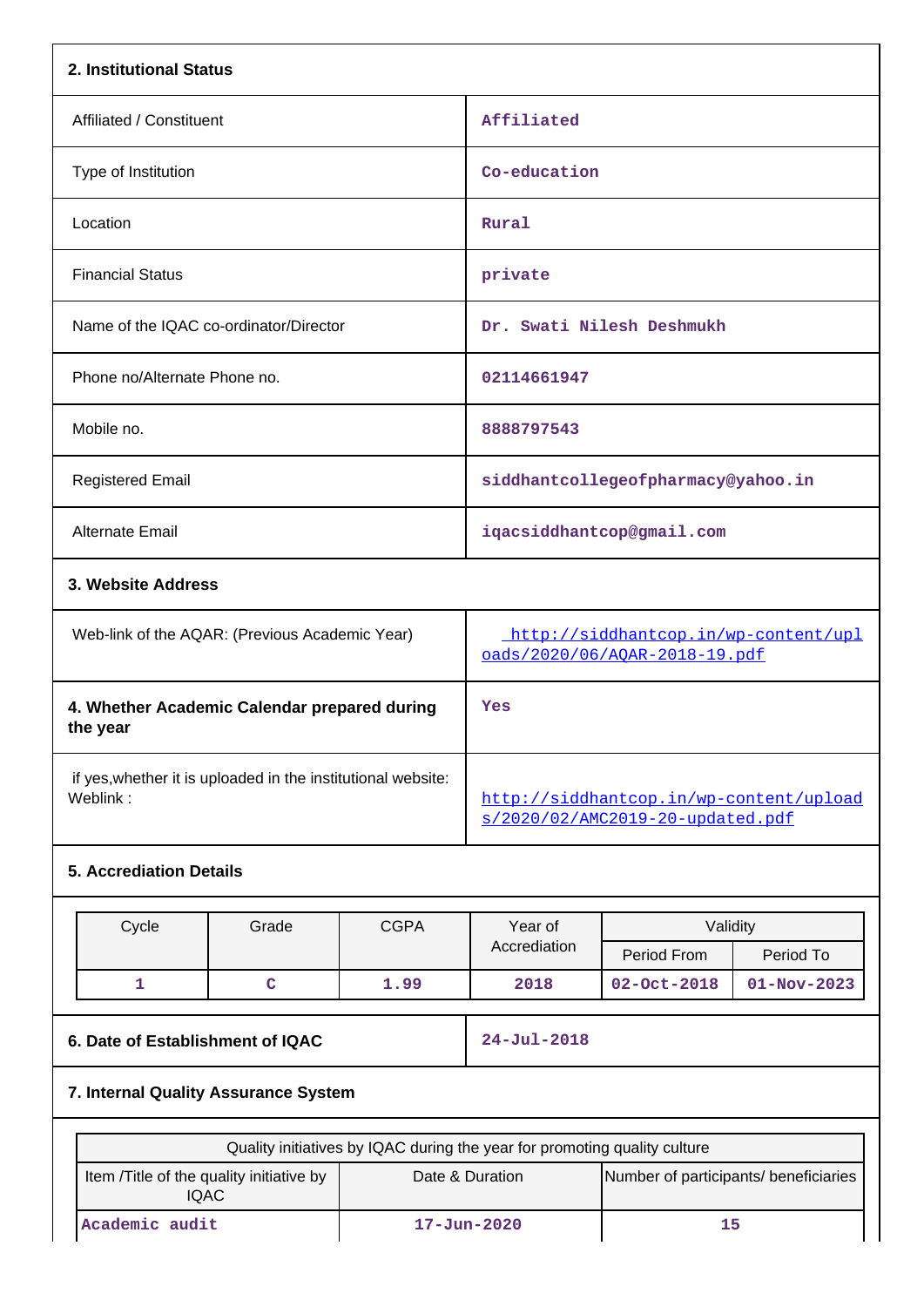## 2. Institutional Status

| | |
|---|---|
| Affiliated / Constituent | Affiliated |
| Type of Institution | Co-education |
| Location | Rural |
| Financial Status | private |
| Name of the IQAC co-ordinator/Director | Dr. Swati Nilesh Deshmukh |
| Phone no/Alternate Phone no. | 02114661947 |
| Mobile no. | 8888797543 |
| Registered Email | siddhantcollegeofpharmacy@yahoo.in |
| Alternate Email | iqacsiddhantcop@gmail.com |

## 3. Website Address

| | |
|---|---|
| Web-link of the AQAR: (Previous Academic Year) | http://siddhantcop.in/wp-content/uploads/2020/06/AQAR-2018-19.pdf |
| **4. Whether Academic Calendar prepared during the year** | Yes |
| if yes,whether it is uploaded in the institutional website: Weblink : | http://siddhantcop.in/wp-content/uploads/2020/02/AMC2019-20-updated.pdf |

## 5. Accrediation Details

| Cycle | Grade | CGPA | Year of Accrediation | Validity | |
|---|---|---|---|---|---|
| | | | | Period From | Period To |
| 1 | C | 1.99 | 2018 | 02-Oct-2018 | 01-Nov-2023 |

| | |
|---|---|
| **6. Date of Establishment of IQAC** | 24-Jul-2018 |

## 7. Internal Quality Assurance System

| Quality initiatives by IQAC during the year for promoting quality culture | | |
|---|---|---|
| Item /Title of the quality initiative by IQAC | Date & Duration | Number of participants/ beneficiaries |
| Academic audit | 17-Jun-2020 | 15 |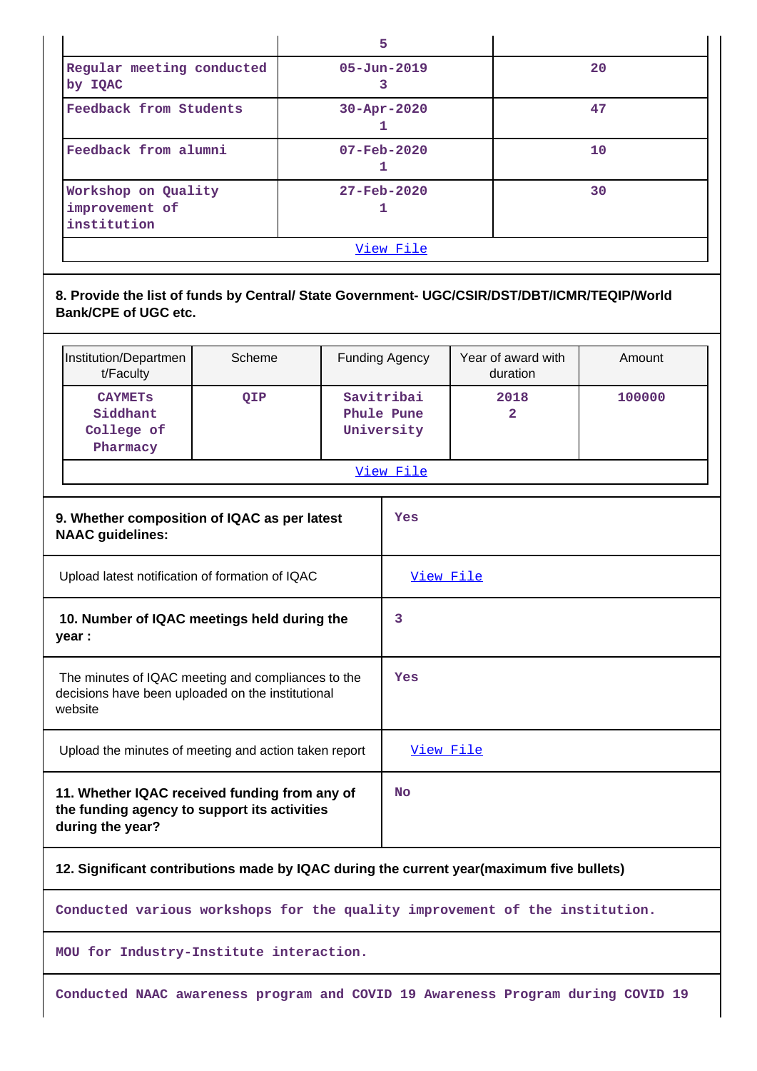| | 5 | |
|---|---|---|
| Regular meeting conducted by IQAC | 05-Jun-2019<br>3 | 20 |
| Feedback from Students | 30-Apr-2020<br>1 | 47 |
| Feedback from alumni | 07-Feb-2020<br>1 | 10 |
| Workshop on Quality improvement of institution | 27-Feb-2020<br>1 | 30 |
| | View File | |

**8. Provide the list of funds by Central/ State Government- UGC/CSIR/DST/DBT/ICMR/TEQIP/World Bank/CPE of UGC etc.**

| Institution/Departmen t/Faculty | Scheme | Funding Agency | Year of award with duration | Amount |
|---|---|---|---|---|
| CAYMETs Siddhant College of Pharmacy | QIP | Savitribai Phule Pune University | 2018<br>2 | 100000 |
| | | View File | | |

| | |
|---|---|
| **9. Whether composition of IQAC as per latest NAAC guidelines:** | Yes |
| Upload latest notification of formation of IQAC | View File |
| **10. Number of IQAC meetings held during the year :** | 3 |
| The minutes of IQAC meeting and compliances to the decisions have been uploaded on the institutional website | Yes |
| Upload the minutes of meeting and action taken report | View File |
| **11. Whether IQAC received funding from any of the funding agency to support its activities during the year?** | No |

**12. Significant contributions made by IQAC during the current year(maximum five bullets)**

Conducted various workshops for the quality improvement of the institution.

MOU for Industry-Institute interaction.

Conducted NAAC awareness program and COVID 19 Awareness Program during COVID 19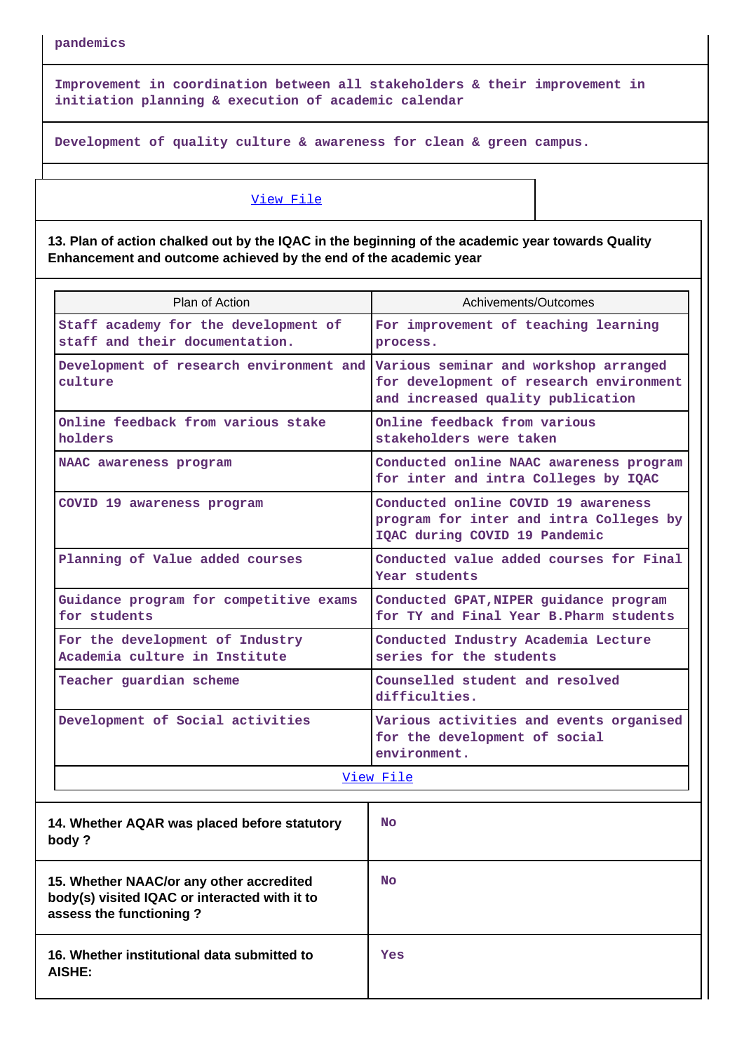pandemics

Improvement in coordination between all stakeholders & their improvement in initiation planning & execution of academic calendar

Development of quality culture & awareness for clean & green campus.

View File

**13. Plan of action chalked out by the IQAC in the beginning of the academic year towards Quality Enhancement and outcome achieved by the end of the academic year**

| Plan of Action | Achivements/Outcomes |
| --- | --- |
| Staff academy for the development of staff and their documentation. | For improvement of teaching learning process. |
| Development of research environment and culture | Various seminar and workshop arranged for development of research environment and increased quality publication |
| Online feedback from various stake holders | Online feedback from various stakeholders were taken |
| NAAC awareness program | Conducted online NAAC awareness program for inter and intra Colleges by IQAC |
| COVID 19 awareness program | Conducted online COVID 19 awareness program for inter and intra Colleges by IQAC during COVID 19 Pandemic |
| Planning of Value added courses | Conducted value added courses for Final Year students |
| Guidance program for competitive exams for students | Conducted GPAT,NIPER guidance program for TY and Final Year B.Pharm students |
| For the development of Industry Academia culture in Institute | Conducted Industry Academia Lecture series for the students |
| Teacher guardian scheme | Counselled student and resolved difficulties. |
| Development of Social activities | Various activities and events organised for the development of social environment. |
| View File | |

| | |
| --- | --- |
| **14. Whether AQAR was placed before statutory body ?** | No |
| **15. Whether NAAC/or any other accredited body(s) visited IQAC or interacted with it to assess the functioning ?** | No |
| **16. Whether institutional data submitted to AISHE:** | Yes |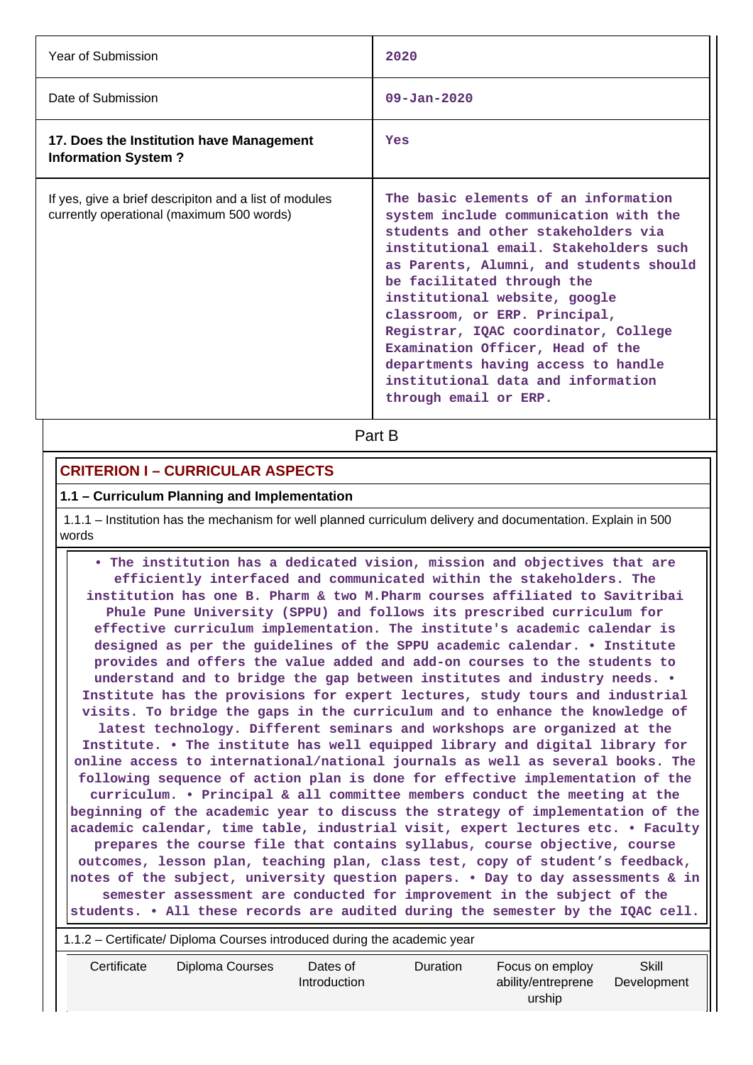| | |
|---|---|
| Year of Submission | 2020 |
| Date of Submission | 09-Jan-2020 |
| **17. Does the Institution have Management Information System ?** | Yes |
| If yes, give a brief descripiton and a list of modules currently operational (maximum 500 words) | The basic elements of an information system include communication with the students and other stakeholders via institutional email. Stakeholders such as Parents, Alumni, and students should be facilitated through the institutional website, google classroom, or ERP. Principal, Registrar, IQAC coordinator, College Examination Officer, Head of the departments having access to handle institutional data and information through email or ERP. |

Part B

## CRITERION I – CURRICULAR ASPECTS

### 1.1 – Curriculum Planning and Implementation

1.1.1 – Institution has the mechanism for well planned curriculum delivery and documentation. Explain in 500 words

• The institution has a dedicated vision, mission and objectives that are efficiently interfaced and communicated within the stakeholders. The institution has one B. Pharm & two M.Pharm courses affiliated to Savitribai Phule Pune University (SPPU) and follows its prescribed curriculum for effective curriculum implementation. The institute's academic calendar is designed as per the guidelines of the SPPU academic calendar. • Institute provides and offers the value added and add-on courses to the students to understand and to bridge the gap between institutes and industry needs. • Institute has the provisions for expert lectures, study tours and industrial visits. To bridge the gaps in the curriculum and to enhance the knowledge of latest technology. Different seminars and workshops are organized at the Institute. • The institute has well equipped library and digital library for online access to international/national journals as well as several books. The following sequence of action plan is done for effective implementation of the curriculum. • Principal & all committee members conduct the meeting at the beginning of the academic year to discuss the strategy of implementation of the academic calendar, time table, industrial visit, expert lectures etc. • Faculty prepares the course file that contains syllabus, course objective, course outcomes, lesson plan, teaching plan, class test, copy of student's feedback, notes of the subject, university question papers. • Day to day assessments & in semester assessment are conducted for improvement in the subject of the students. • All these records are audited during the semester by the IQAC cell.

1.1.2 – Certificate/ Diploma Courses introduced during the academic year

| Certificate | Diploma Courses | Dates of Introduction | Duration | Focus on employ ability/entreprene urship | Skill Development |
|---|---|---|---|---|---|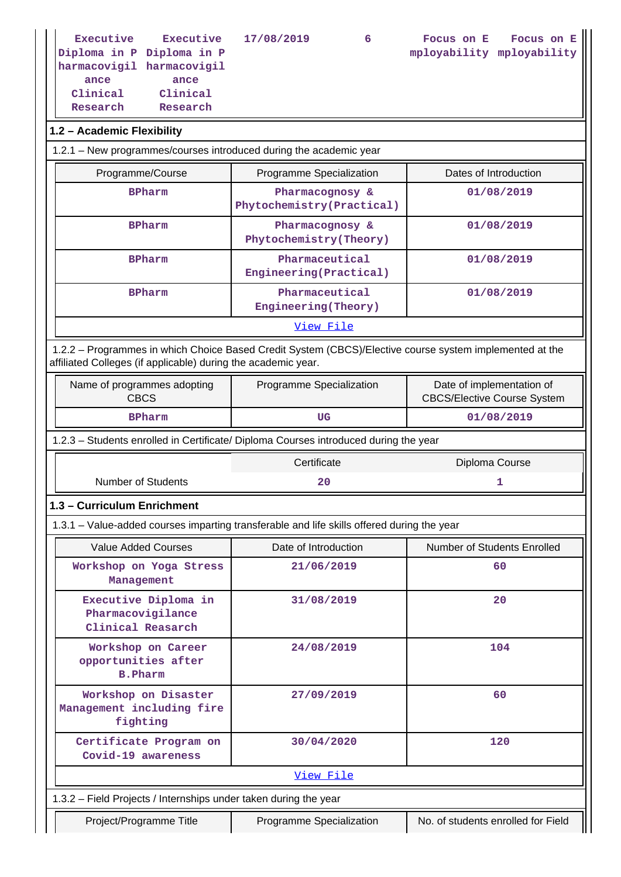| Executive Diploma in Pharmacovigilance Clinical Research | Executive Diploma in Pharmacovigilance Clinical Research | 17/08/2019 | 6 | Focus on Employability | Focus on Employability |
|---|---|---|---|---|---|

### 1.2 – Academic Flexibility

1.2.1 – New programmes/courses introduced during the academic year

| Programme/Course | Programme Specialization | Dates of Introduction |
|---|---|---|
| BPharm | Pharmacognosy & Phytochemistry(Practical) | 01/08/2019 |
| BPharm | Pharmacognosy & Phytochemistry(Theory) | 01/08/2019 |
| BPharm | Pharmaceutical Engineering(Practical) | 01/08/2019 |
| BPharm | Pharmaceutical Engineering(Theory) | 01/08/2019 |

View File

1.2.2 – Programmes in which Choice Based Credit System (CBCS)/Elective course system implemented at the affiliated Colleges (if applicable) during the academic year.

| Name of programmes adopting CBCS | Programme Specialization | Date of implementation of CBCS/Elective Course System |
|---|---|---|
| BPharm | UG | 01/08/2019 |

1.2.3 – Students enrolled in Certificate/ Diploma Courses introduced during the year

| | Certificate | Diploma Course |
|---|---|---|
| Number of Students | 20 | 1 |

### 1.3 – Curriculum Enrichment

1.3.1 – Value-added courses imparting transferable and life skills offered during the year

| Value Added Courses | Date of Introduction | Number of Students Enrolled |
|---|---|---|
| Workshop on Yoga Stress Management | 21/06/2019 | 60 |
| Executive Diploma in Pharmacovigilance Clinical Reasarch | 31/08/2019 | 20 |
| Workshop on Career opportunities after B.Pharm | 24/08/2019 | 104 |
| Workshop on Disaster Management including fire fighting | 27/09/2019 | 60 |
| Certificate Program on Covid-19 awareness | 30/04/2020 | 120 |

View File

1.3.2 – Field Projects / Internships under taken during the year

| Project/Programme Title | Programme Specialization | No. of students enrolled for Field |
|---|---|---|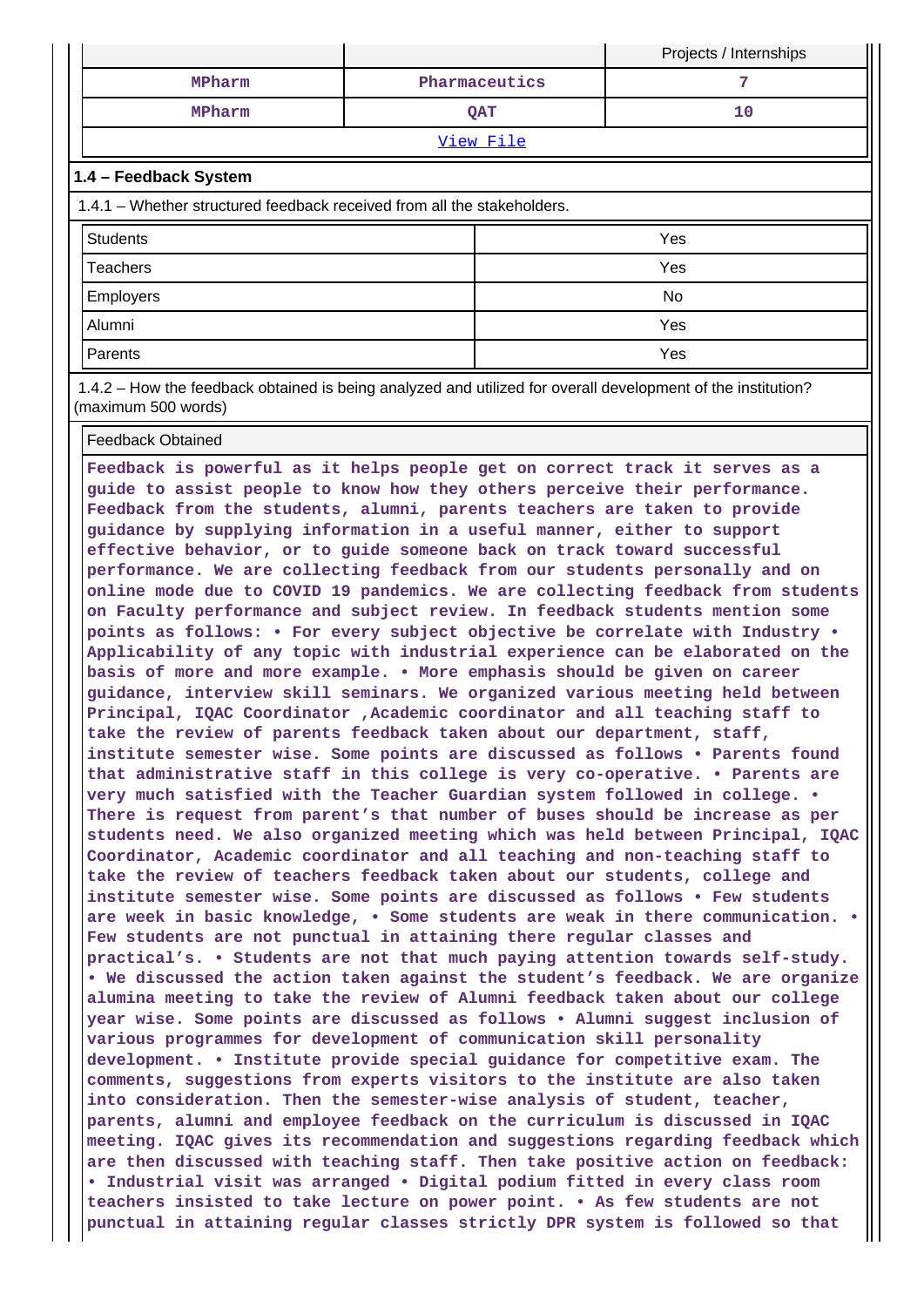| | | Projects / Internships |
|---|---|---|
| MPharm | Pharmaceutics | 7 |
| MPharm | QAT | 10 |
| | View File | |

## 1.4 – Feedback System

1.4.1 – Whether structured feedback received from all the stakeholders.

| | |
|---|---|
| Students | Yes |
| Teachers | Yes |
| Employers | No |
| Alumni | Yes |
| Parents | Yes |

1.4.2 – How the feedback obtained is being analyzed and utilized for overall development of the institution? (maximum 500 words)

Feedback Obtained

**Feedback is powerful as it helps people get on correct track it serves as a guide to assist people to know how they others perceive their performance. Feedback from the students, alumni, parents teachers are taken to provide guidance by supplying information in a useful manner, either to support effective behavior, or to guide someone back on track toward successful performance. We are collecting feedback from our students personally and on online mode due to COVID 19 pandemics. We are collecting feedback from students on Faculty performance and subject review. In feedback students mention some points as follows: • For every subject objective be correlate with Industry • Applicability of any topic with industrial experience can be elaborated on the basis of more and more example. • More emphasis should be given on career guidance, interview skill seminars. We organized various meeting held between Principal, IQAC Coordinator ,Academic coordinator and all teaching staff to take the review of parents feedback taken about our department, staff, institute semester wise. Some points are discussed as follows • Parents found that administrative staff in this college is very co-operative. • Parents are very much satisfied with the Teacher Guardian system followed in college. • There is request from parent's that number of buses should be increase as per students need. We also organized meeting which was held between Principal, IQAC Coordinator, Academic coordinator and all teaching and non-teaching staff to take the review of teachers feedback taken about our students, college and institute semester wise. Some points are discussed as follows • Few students are week in basic knowledge, • Some students are weak in there communication. • Few students are not punctual in attaining there regular classes and practical's. • Students are not that much paying attention towards self-study. • We discussed the action taken against the student's feedback. We are organize alumina meeting to take the review of Alumni feedback taken about our college year wise. Some points are discussed as follows • Alumni suggest inclusion of various programmes for development of communication skill personality development. • Institute provide special guidance for competitive exam. The comments, suggestions from experts visitors to the institute are also taken into consideration. Then the semester-wise analysis of student, teacher, parents, alumni and employee feedback on the curriculum is discussed in IQAC meeting. IQAC gives its recommendation and suggestions regarding feedback which are then discussed with teaching staff. Then take positive action on feedback: • Industrial visit was arranged • Digital podium fitted in every class room teachers insisted to take lecture on power point. • As few students are not punctual in attaining regular classes strictly DPR system is followed so that**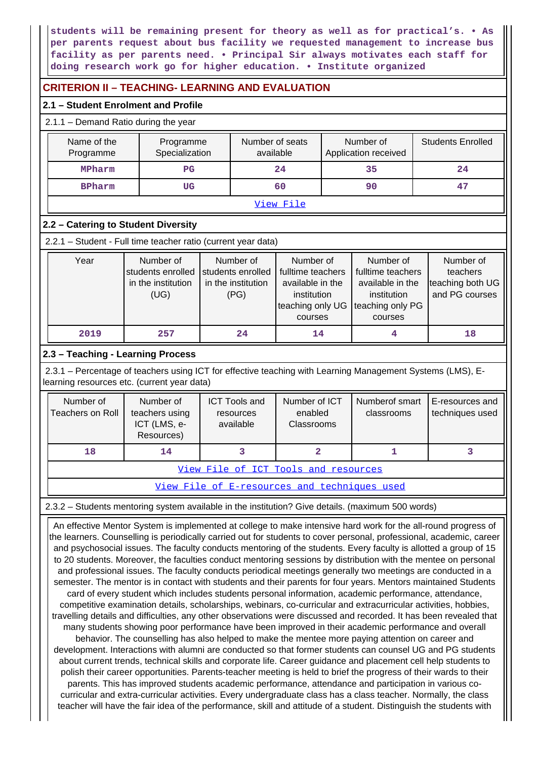**students will be remaining present for theory as well as for practical's. • As per parents request about bus facility we requested management to increase bus facility as per parents need. • Principal Sir always motivates each staff for doing research work go for higher education. • Institute organized**

## CRITERION II – TEACHING- LEARNING AND EVALUATION

### 2.1 – Student Enrolment and Profile

2.1.1 – Demand Ratio during the year

| Name of the Programme | Programme Specialization | Number of seats available | Number of Application received | Students Enrolled |
|---|---|---|---|---|
| MPharm | PG | 24 | 35 | 24 |
| BPharm | UG | 60 | 90 | 47 |
| View File | | | | |

### 2.2 – Catering to Student Diversity

2.2.1 – Student - Full time teacher ratio (current year data)

| Year | Number of students enrolled in the institution (UG) | Number of students enrolled in the institution (PG) | Number of fulltime teachers available in the institution teaching only UG courses | Number of fulltime teachers available in the institution teaching only PG courses | Number of teachers teaching both UG and PG courses |
|---|---|---|---|---|---|
| 2019 | 257 | 24 | 14 | 4 | 18 |

### 2.3 – Teaching - Learning Process

2.3.1 – Percentage of teachers using ICT for effective teaching with Learning Management Systems (LMS), E-learning resources etc. (current year data)

| Number of Teachers on Roll | Number of teachers using ICT (LMS, e-Resources) | ICT Tools and resources available | Number of ICT enabled Classrooms | Numberof smart classrooms | E-resources and techniques used |
|---|---|---|---|---|---|
| 18 | 14 | 3 | 2 | 1 | 3 |
| View File of ICT Tools and resources | | | | | |
| View File of E-resources and techniques used | | | | | |

2.3.2 – Students mentoring system available in the institution? Give details. (maximum 500 words)

An effective Mentor System is implemented at college to make intensive hard work for the all-round progress of the learners. Counselling is periodically carried out for students to cover personal, professional, academic, career and psychosocial issues. The faculty conducts mentoring of the students. Every faculty is allotted a group of 15 to 20 students. Moreover, the faculties conduct mentoring sessions by distribution with the mentee on personal and professional issues. The faculty conducts periodical meetings generally two meetings are conducted in a semester. The mentor is in contact with students and their parents for four years. Mentors maintained Students card of every student which includes students personal information, academic performance, attendance, competitive examination details, scholarships, webinars, co-curricular and extracurricular activities, hobbies, travelling details and difficulties, any other observations were discussed and recorded. It has been revealed that many students showing poor performance have been improved in their academic performance and overall behavior. The counselling has also helped to make the mentee more paying attention on career and development. Interactions with alumni are conducted so that former students can counsel UG and PG students about current trends, technical skills and corporate life. Career guidance and placement cell help students to polish their career opportunities. Parents-teacher meeting is held to brief the progress of their wards to their parents. This has improved students academic performance, attendance and participation in various co-curricular and extra-curricular activities. Every undergraduate class has a class teacher. Normally, the class teacher will have the fair idea of the performance, skill and attitude of a student. Distinguish the students with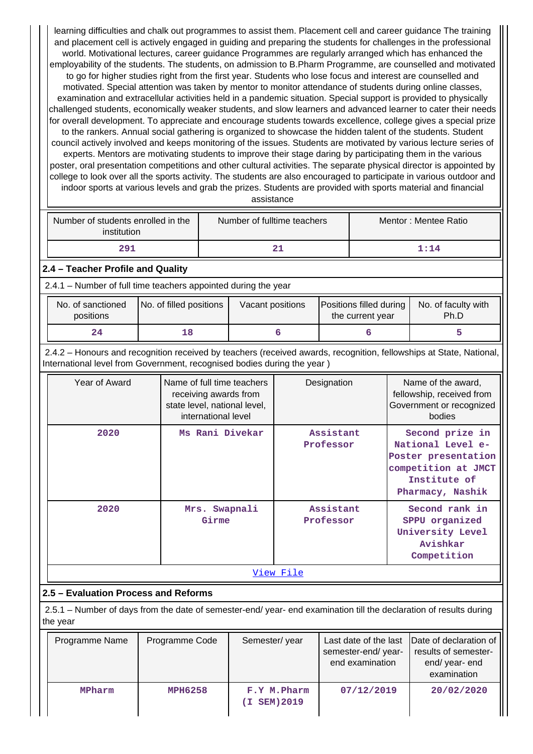learning difficulties and chalk out programmes to assist them. Placement cell and career guidance The training and placement cell is actively engaged in guiding and preparing the students for challenges in the professional world. Motivational lectures, career guidance Programmes are regularly arranged which has enhanced the employability of the students. The students, on admission to B.Pharm Programme, are counselled and motivated to go for higher studies right from the first year. Students who lose focus and interest are counselled and motivated. Special attention was taken by mentor to monitor attendance of students during online classes, examination and extracellular activities held in a pandemic situation. Special support is provided to physically challenged students, economically weaker students, and slow learners and advanced learner to cater their needs for overall development. To appreciate and encourage students towards excellence, college gives a special prize to the rankers. Annual social gathering is organized to showcase the hidden talent of the students. Student council actively involved and keeps monitoring of the issues. Students are motivated by various lecture series of experts. Mentors are motivating students to improve their stage daring by participating them in the various poster, oral presentation competitions and other cultural activities. The separate physical director is appointed by college to look over all the sports activity. The students are also encouraged to participate in various outdoor and indoor sports at various levels and grab the prizes. Students are provided with sports material and financial assistance

| Number of students enrolled in the institution | Number of fulltime teachers | Mentor : Mentee Ratio |
|---|---|---|
| 291 | 21 | 1:14 |

## 2.4 – Teacher Profile and Quality

2.4.1 – Number of full time teachers appointed during the year

| No. of sanctioned positions | No. of filled positions | Vacant positions | Positions filled during the current year | No. of faculty with Ph.D |
|---|---|---|---|---|
| 24 | 18 | 6 | 6 | 5 |

2.4.2 – Honours and recognition received by teachers (received awards, recognition, fellowships at State, National, International level from Government, recognised bodies during the year )

| Year of Award | Name of full time teachers receiving awards from state level, national level, international level | Designation | Name of the award, fellowship, received from Government or recognized bodies |
|---|---|---|---|
| 2020 | Ms Rani Divekar | Assistant Professor | Second prize in National Level e-Poster presentation competition at JMCT Institute of Pharmacy, Nashik |
| 2020 | Mrs. Swapnali Girme | Assistant Professor | Second rank in SPPU organized University Level Avishkar Competition |

View File

## 2.5 – Evaluation Process and Reforms

2.5.1 – Number of days from the date of semester-end/ year- end examination till the declaration of results during the year

| Programme Name | Programme Code | Semester/ year | Last date of the last semester-end/ year-end examination | Date of declaration of results of semester-end/ year- end examination |
|---|---|---|---|---|
| MPharm | MPH6258 | F.Y M.Pharm (I SEM)2019 | 07/12/2019 | 20/02/2020 |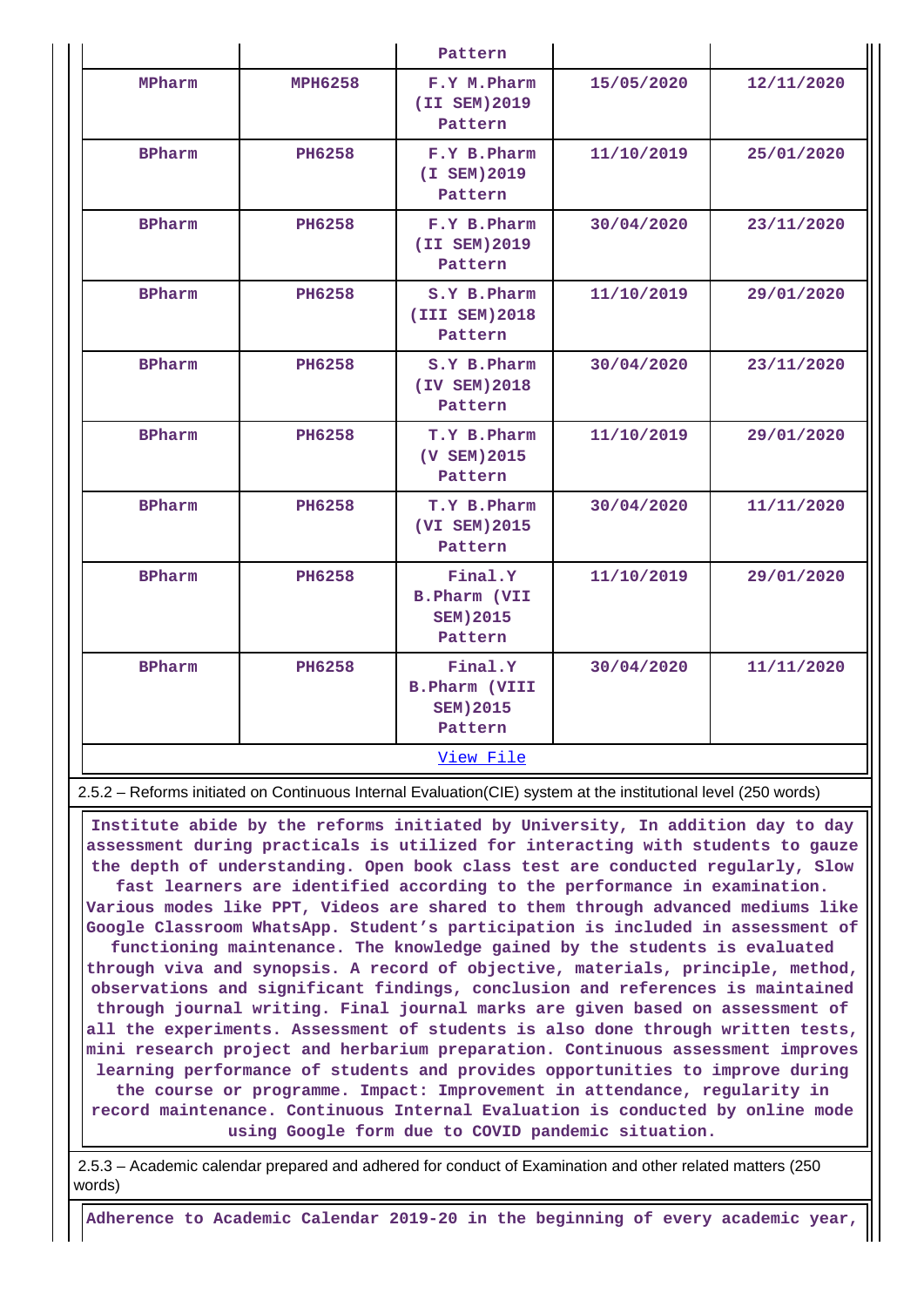| | | Pattern | | |
|---|---|---|---|---|
| MPharm | MPH6258 | F.Y M.Pharm (II SEM)2019 Pattern | 15/05/2020 | 12/11/2020 |
| BPharm | PH6258 | F.Y B.Pharm (I SEM)2019 Pattern | 11/10/2019 | 25/01/2020 |
| BPharm | PH6258 | F.Y B.Pharm (II SEM)2019 Pattern | 30/04/2020 | 23/11/2020 |
| BPharm | PH6258 | S.Y B.Pharm (III SEM)2018 Pattern | 11/10/2019 | 29/01/2020 |
| BPharm | PH6258 | S.Y B.Pharm (IV SEM)2018 Pattern | 30/04/2020 | 23/11/2020 |
| BPharm | PH6258 | T.Y B.Pharm (V SEM)2015 Pattern | 11/10/2019 | 29/01/2020 |
| BPharm | PH6258 | T.Y B.Pharm (VI SEM)2015 Pattern | 30/04/2020 | 11/11/2020 |
| BPharm | PH6258 | Final.Y B.Pharm (VII SEM)2015 Pattern | 11/10/2019 | 29/01/2020 |
| BPharm | PH6258 | Final.Y B.Pharm (VIII SEM)2015 Pattern | 30/04/2020 | 11/11/2020 |

View File

2.5.2 – Reforms initiated on Continuous Internal Evaluation(CIE) system at the institutional level (250 words)

Institute abide by the reforms initiated by University, In addition day to day assessment during practicals is utilized for interacting with students to gauze the depth of understanding. Open book class test are conducted regularly, Slow fast learners are identified according to the performance in examination. Various modes like PPT, Videos are shared to them through advanced mediums like Google Classroom WhatsApp. Student's participation is included in assessment of functioning maintenance. The knowledge gained by the students is evaluated through viva and synopsis. A record of objective, materials, principle, method, observations and significant findings, conclusion and references is maintained through journal writing. Final journal marks are given based on assessment of all the experiments. Assessment of students is also done through written tests, mini research project and herbarium preparation. Continuous assessment improves learning performance of students and provides opportunities to improve during the course or programme. Impact: Improvement in attendance, regularity in record maintenance. Continuous Internal Evaluation is conducted by online mode using Google form due to COVID pandemic situation.

2.5.3 – Academic calendar prepared and adhered for conduct of Examination and other related matters (250 words)

Adherence to Academic Calendar 2019-20 in the beginning of every academic year,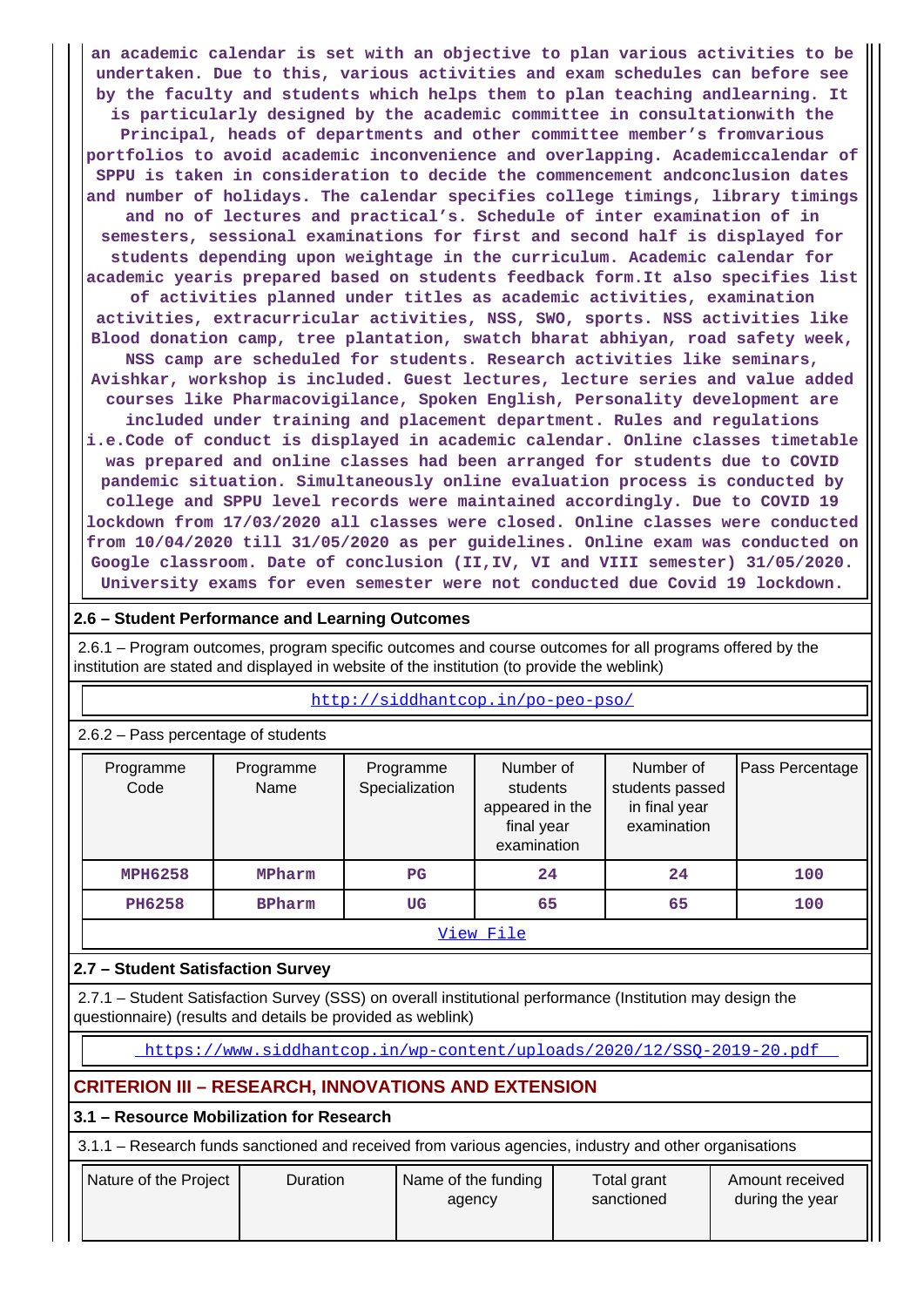an academic calendar is set with an objective to plan various activities to be undertaken. Due to this, various activities and exam schedules can before see by the faculty and students which helps them to plan teaching andlearning. It is particularly designed by the academic committee in consultationwith the Principal, heads of departments and other committee member's fromvarious portfolios to avoid academic inconvenience and overlapping. Academiccalendar of SPPU is taken in consideration to decide the commencement andconclusion dates and number of holidays. The calendar specifies college timings, library timings and no of lectures and practical's. Schedule of inter examination of in semesters, sessional examinations for first and second half is displayed for students depending upon weightage in the curriculum. Academic calendar for academic yearis prepared based on students feedback form.It also specifies list of activities planned under titles as academic activities, examination activities, extracurricular activities, NSS, SWO, sports. NSS activities like Blood donation camp, tree plantation, swatch bharat abhiyan, road safety week, NSS camp are scheduled for students. Research activities like seminars, Avishkar, workshop is included. Guest lectures, lecture series and value added courses like Pharmacovigilance, Spoken English, Personality development are included under training and placement department. Rules and regulations i.e.Code of conduct is displayed in academic calendar. Online classes timetable was prepared and online classes had been arranged for students due to COVID pandemic situation. Simultaneously online evaluation process is conducted by college and SPPU level records were maintained accordingly. Due to COVID 19 lockdown from 17/03/2020 all classes were closed. Online classes were conducted from 10/04/2020 till 31/05/2020 as per guidelines. Online exam was conducted on Google classroom. Date of conclusion (II,IV, VI and VIII semester) 31/05/2020. University exams for even semester were not conducted due Covid 19 lockdown.

### 2.6 – Student Performance and Learning Outcomes

2.6.1 – Program outcomes, program specific outcomes and course outcomes for all programs offered by the institution are stated and displayed in website of the institution (to provide the weblink)

http://siddhantcop.in/po-peo-pso/

2.6.2 – Pass percentage of students

| Programme Code | Programme Name | Programme Specialization | Number of students appeared in the final year examination | Number of students passed in final year examination | Pass Percentage |
|---|---|---|---|---|---|
| MPH6258 | MPharm | PG | 24 | 24 | 100 |
| PH6258 | BPharm | UG | 65 | 65 | 100 |

View File

### 2.7 – Student Satisfaction Survey

2.7.1 – Student Satisfaction Survey (SSS) on overall institutional performance (Institution may design the questionnaire) (results and details be provided as weblink)

https://www.siddhantcop.in/wp-content/uploads/2020/12/SSQ-2019-20.pdf

## CRITERION III – RESEARCH, INNOVATIONS AND EXTENSION

### 3.1 – Resource Mobilization for Research

3.1.1 – Research funds sanctioned and received from various agencies, industry and other organisations

| Nature of the Project | Duration | Name of the funding agency | Total grant sanctioned | Amount received during the year |
|---|---|---|---|---|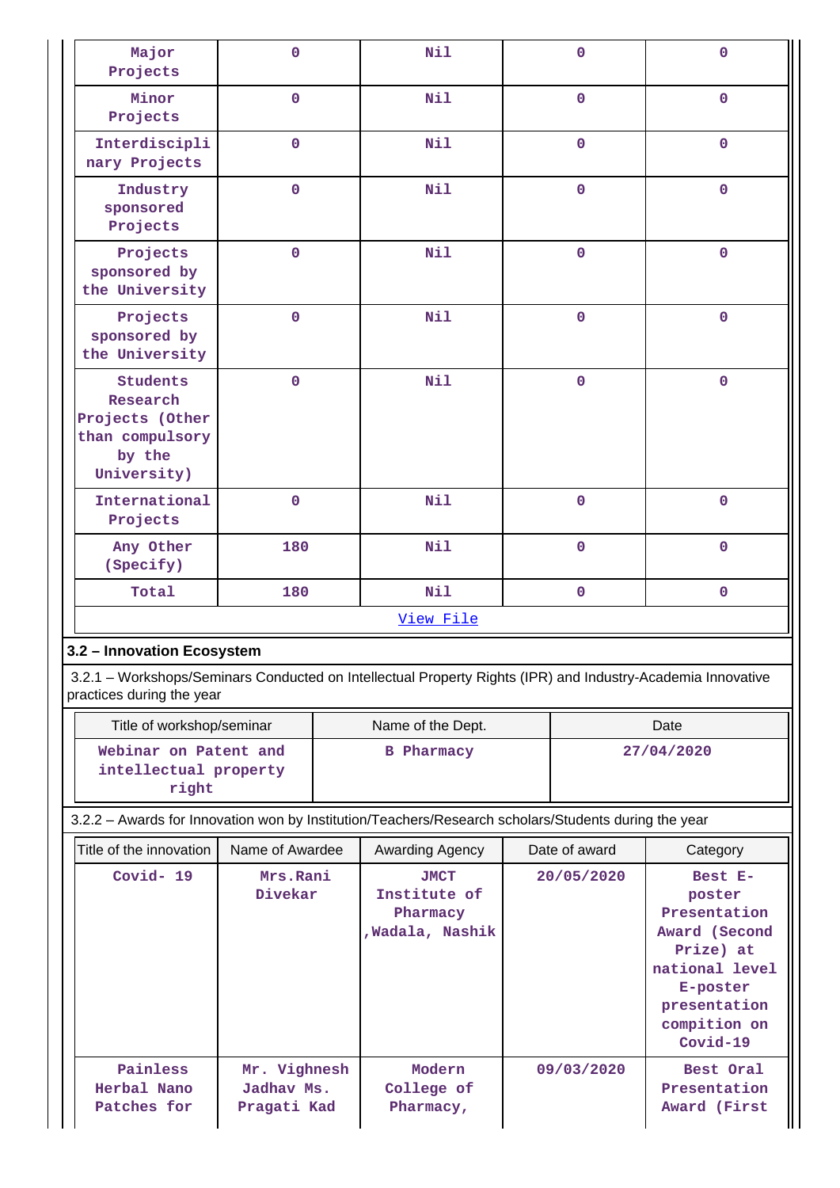| | | | | |
|---|---|---|---|---|
| Major Projects | 0 | Nil | 0 | 0 |
| Minor Projects | 0 | Nil | 0 | 0 |
| Interdisciplinary Projects | 0 | Nil | 0 | 0 |
| Industry sponsored Projects | 0 | Nil | 0 | 0 |
| Projects sponsored by the University | 0 | Nil | 0 | 0 |
| Projects sponsored by the University | 0 | Nil | 0 | 0 |
| Students Research Projects (Other than compulsory by the University) | 0 | Nil | 0 | 0 |
| International Projects | 0 | Nil | 0 | 0 |
| Any Other (Specify) | 180 | Nil | 0 | 0 |
| Total | 180 | Nil | 0 | 0 |

View File

### 3.2 – Innovation Ecosystem

3.2.1 – Workshops/Seminars Conducted on Intellectual Property Rights (IPR) and Industry-Academia Innovative practices during the year

| Title of workshop/seminar | Name of the Dept. | Date |
|---|---|---|
| Webinar on Patent and intellectual property right | B Pharmacy | 27/04/2020 |

3.2.2 – Awards for Innovation won by Institution/Teachers/Research scholars/Students during the year

| Title of the innovation | Name of Awardee | Awarding Agency | Date of award | Category |
|---|---|---|---|---|
| Covid- 19 | Mrs.Rani Divekar | JMCT Institute of Pharmacy ,Wadala, Nashik | 20/05/2020 | Best E-poster Presentation Award (Second Prize) at national level E-poster presentation compition on Covid-19 |
| Painless Herbal Nano Patches for | Mr. Vighnesh Jadhav Ms. Pragati Kad | Modern College of Pharmacy, | 09/03/2020 | Best Oral Presentation Award (First |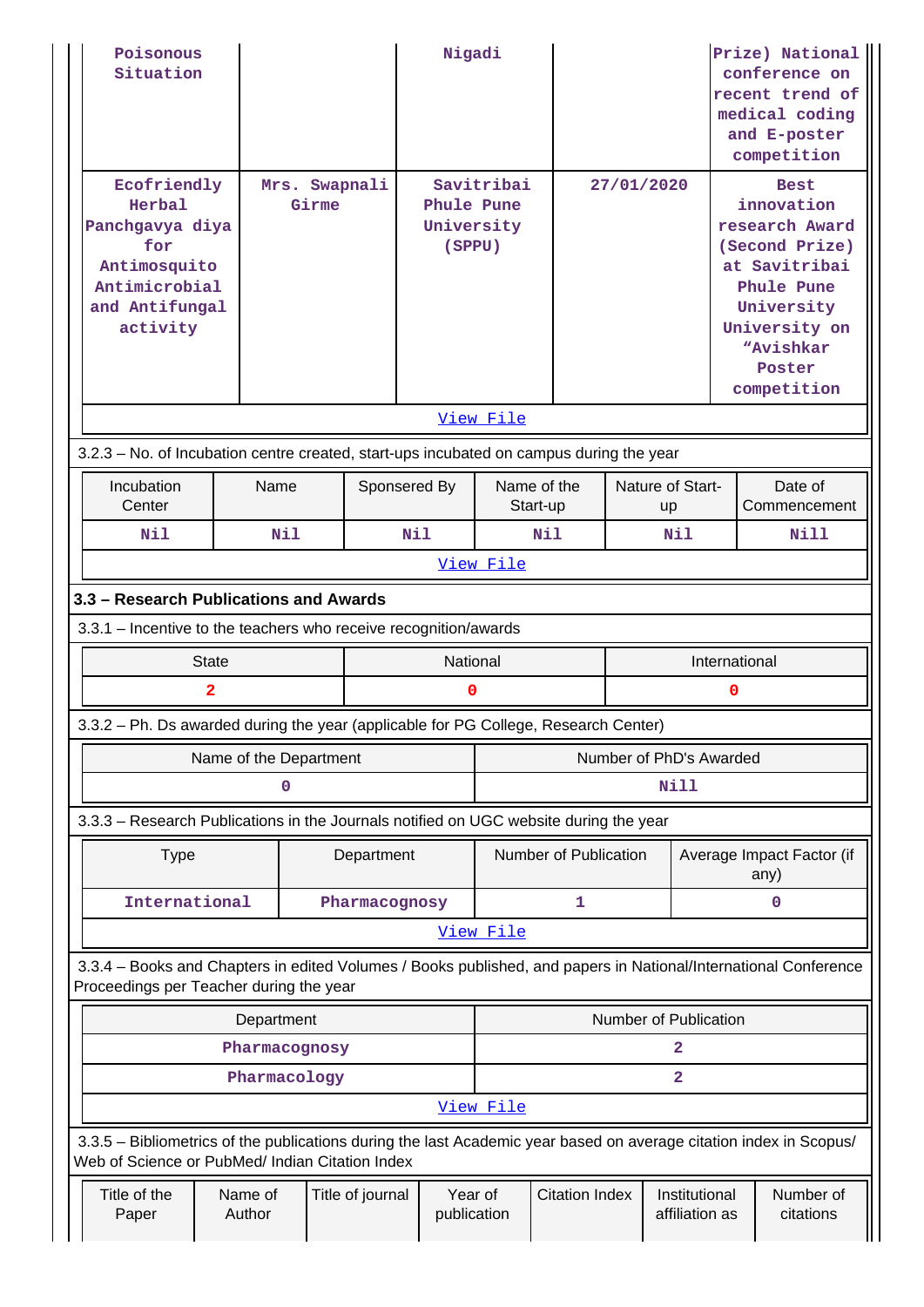| | | | | |
|---|---|---|---|---|
| Poisonous Situation | | Nigadi | | Prize) National conference on recent trend of medical coding and E-poster competition |
| Ecofriendly Herbal Panchgavya diya for Antimosquito Antimicrobial and Antifungal activity | Mrs. Swapnali Girme | Savitribai Phule Pune University (SPPU) | 27/01/2020 | Best innovation research Award (Second Prize) at Savitribai Phule Pune University University on "Avishkar Poster competition |
| View File | | | | |

3.2.3 – No. of Incubation centre created, start-ups incubated on campus during the year

| Incubation Center | Name | Sponsered By | Name of the Start-up | Nature of Start-up | Date of Commencement |
|---|---|---|---|---|---|
| Nil | Nil | Nil | Nil | Nil | Nill |
| View File | | | | | |

### 3.3 – Research Publications and Awards

3.3.1 – Incentive to the teachers who receive recognition/awards

| State | National | International |
|---|---|---|
| 2 | 0 | 0 |

3.3.2 – Ph. Ds awarded during the year (applicable for PG College, Research Center)

| Name of the Department | Number of PhD's Awarded |
|---|---|
| 0 | Nill |

3.3.3 – Research Publications in the Journals notified on UGC website during the year

| Type | Department | Number of Publication | Average Impact Factor (if any) |
|---|---|---|---|
| International | Pharmacognosy | 1 | 0 |
| View File | | | |

3.3.4 – Books and Chapters in edited Volumes / Books published, and papers in National/International Conference Proceedings per Teacher during the year

| Department | Number of Publication |
|---|---|
| Pharmacognosy | 2 |
| Pharmacology | 2 |
| View File | |

3.3.5 – Bibliometrics of the publications during the last Academic year based on average citation index in Scopus/ Web of Science or PubMed/ Indian Citation Index

| Title of the Paper | Name of Author | Title of journal | Year of publication | Citation Index | Institutional affiliation as | Number of citations |
|---|---|---|---|---|---|---|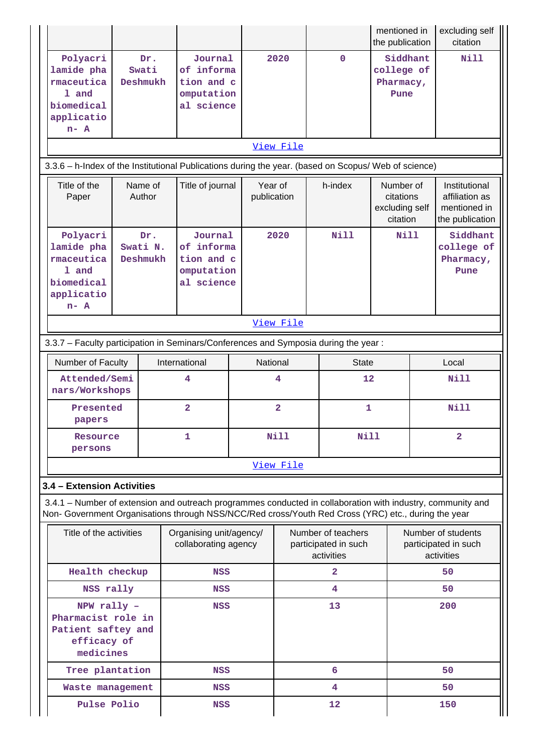| | | | | | mentioned in the publication | excluding self citation |
|---|---|---|---|---|---|---|
| Polyacrilamide pharmaceutical and biomedical application- A | Dr. Swati Deshmukh | Journal of information and computational science | 2020 | 0 | Siddhant college of Pharmacy, Pune | Nill |

[View File](#)

3.3.6 – h-Index of the Institutional Publications during the year. (based on Scopus/ Web of science)

| Title of the Paper | Name of Author | Title of journal | Year of publication | h-index | Number of citations excluding self citation | Institutional affiliation as mentioned in the publication |
|---|---|---|---|---|---|---|
| Polyacrilamide pharmaceutical and biomedical application- A | Dr. Swati N. Deshmukh | Journal of information and computational science | 2020 | Nill | Nill | Siddhant college of Pharmacy, Pune |

[View File](#)

3.3.7 – Faculty participation in Seminars/Conferences and Symposia during the year :

| Number of Faculty | International | National | State | Local |
|---|---|---|---|---|
| Attended/Seminars/Workshops | 4 | 4 | 12 | Nill |
| Presented papers | 2 | 2 | 1 | Nill |
| Resource persons | 1 | Nill | Nill | 2 |

[View File](#)

**3.4 – Extension Activities**

3.4.1 – Number of extension and outreach programmes conducted in collaboration with industry, community and Non- Government Organisations through NSS/NCC/Red cross/Youth Red Cross (YRC) etc., during the year

| Title of the activities | Organising unit/agency/ collaborating agency | Number of teachers participated in such activities | Number of students participated in such activities |
|---|---|---|---|
| Health checkup | NSS | 2 | 50 |
| NSS rally | NSS | 4 | 50 |
| NPW rally – Pharmacist role in Patient saftey and efficacy of medicines | NSS | 13 | 200 |
| Tree plantation | NSS | 6 | 50 |
| Waste management | NSS | 4 | 50 |
| Pulse Polio | NSS | 12 | 150 |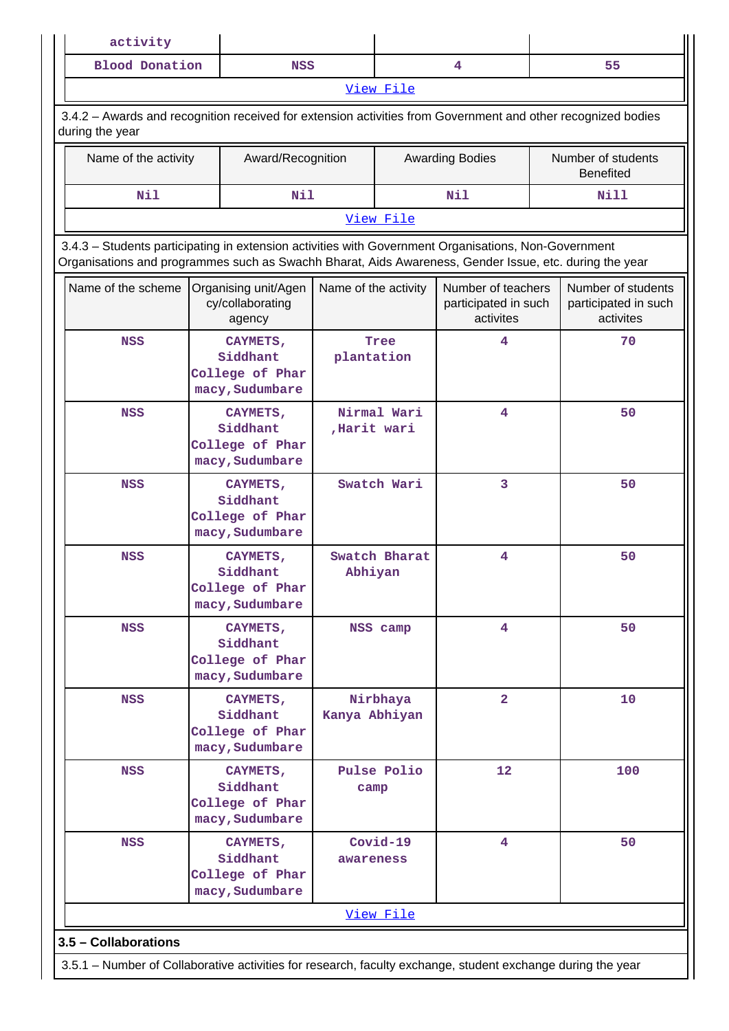| activity | | | |
|---|---|---|---|
| Blood Donation | NSS | 4 | 55 |

View File

3.4.2 – Awards and recognition received for extension activities from Government and other recognized bodies during the year

| Name of the activity | Award/Recognition | Awarding Bodies | Number of students Benefited |
|---|---|---|---|
| Nil | Nil | Nil | Nill |

View File

3.4.3 – Students participating in extension activities with Government Organisations, Non-Government Organisations and programmes such as Swachh Bharat, Aids Awareness, Gender Issue, etc. during the year

| Name of the scheme | Organising unit/Agency/collaborating agency | Name of the activity | Number of teachers participated in such activites | Number of students participated in such activites |
|---|---|---|---|---|
| NSS | CAYMETS, Siddhant College of Pharmacy, Sudumbare | Tree plantation | 4 | 70 |
| NSS | CAYMETS, Siddhant College of Pharmacy, Sudumbare | Nirmal Wari ,Harit wari | 4 | 50 |
| NSS | CAYMETS, Siddhant College of Pharmacy, Sudumbare | Swatch Wari | 3 | 50 |
| NSS | CAYMETS, Siddhant College of Pharmacy, Sudumbare | Swatch Bharat Abhiyan | 4 | 50 |
| NSS | CAYMETS, Siddhant College of Pharmacy, Sudumbare | NSS camp | 4 | 50 |
| NSS | CAYMETS, Siddhant College of Pharmacy, Sudumbare | Nirbhaya Kanya Abhiyan | 2 | 10 |
| NSS | CAYMETS, Siddhant College of Pharmacy, Sudumbare | Pulse Polio camp | 12 | 100 |
| NSS | CAYMETS, Siddhant College of Pharmacy, Sudumbare | Covid-19 awareness | 4 | 50 |

View File

**3.5 – Collaborations**

3.5.1 – Number of Collaborative activities for research, faculty exchange, student exchange during the year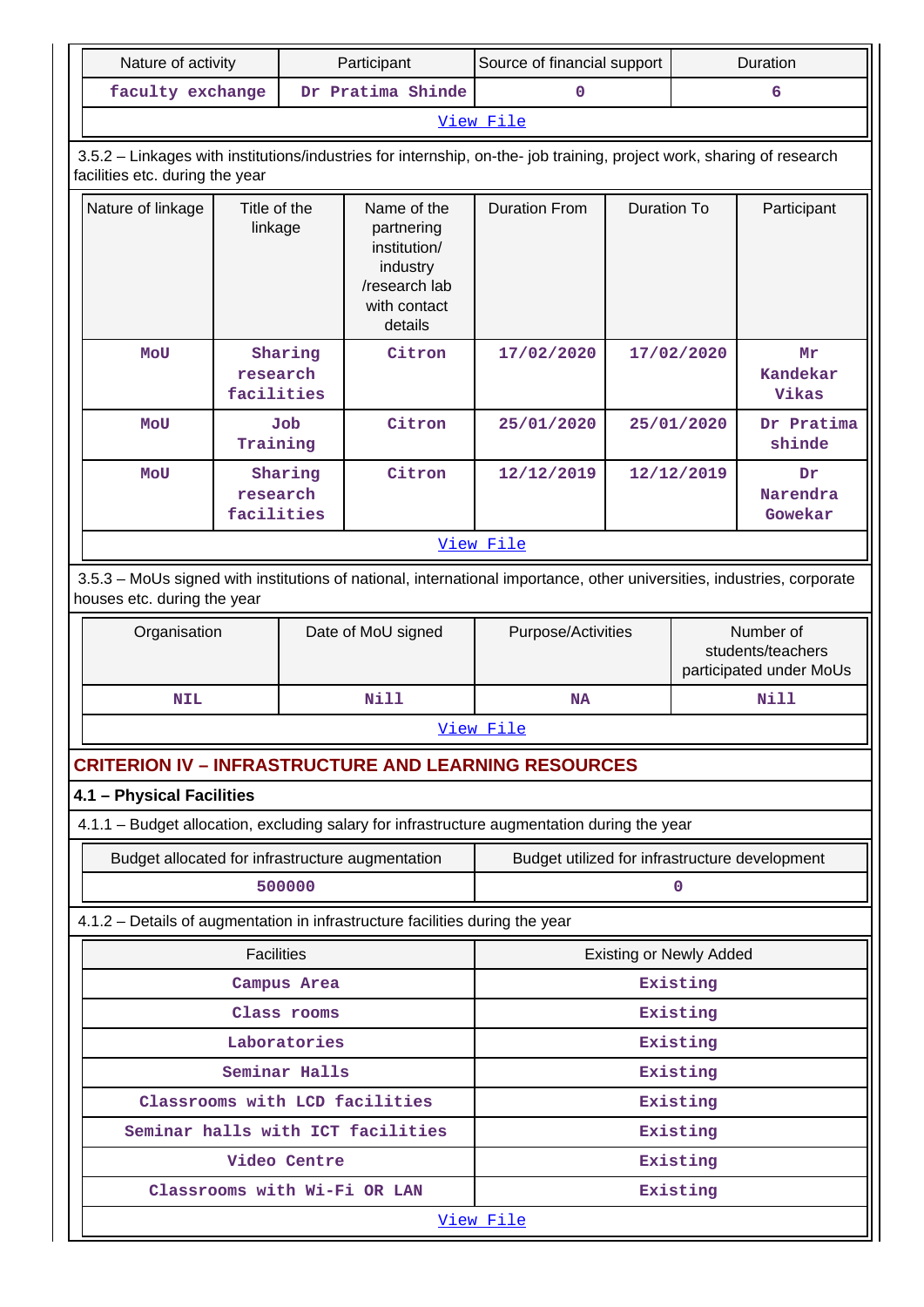| Nature of activity | Participant | Source of financial support | Duration |
|---|---|---|---|
| faculty exchange | Dr Pratima Shinde | 0 | 6 |

View File

3.5.2 – Linkages with institutions/industries for internship, on-the- job training, project work, sharing of research facilities etc. during the year

| Nature of linkage | Title of the linkage | Name of the partnering institution/ industry /research lab with contact details | Duration From | Duration To | Participant |
|---|---|---|---|---|---|
| MoU | Sharing research facilities | Citron | 17/02/2020 | 17/02/2020 | Mr Kandekar Vikas |
| MoU | Job Training | Citron | 25/01/2020 | 25/01/2020 | Dr Pratima shinde |
| MoU | Sharing research facilities | Citron | 12/12/2019 | 12/12/2019 | Dr Narendra Gowekar |

View File

3.5.3 – MoUs signed with institutions of national, international importance, other universities, industries, corporate houses etc. during the year

| Organisation | Date of MoU signed | Purpose/Activities | Number of students/teachers participated under MoUs |
|---|---|---|---|
| NIL | Nill | NA | Nill |

View File

## CRITERION IV – INFRASTRUCTURE AND LEARNING RESOURCES

### 4.1 – Physical Facilities

4.1.1 – Budget allocation, excluding salary for infrastructure augmentation during the year

| Budget allocated for infrastructure augmentation | Budget utilized for infrastructure development |
|---|---|
| 500000 | 0 |

4.1.2 – Details of augmentation in infrastructure facilities during the year

| Facilities | Existing or Newly Added |
|---|---|
| Campus Area | Existing |
| Class rooms | Existing |
| Laboratories | Existing |
| Seminar Halls | Existing |
| Classrooms with LCD facilities | Existing |
| Seminar halls with ICT facilities | Existing |
| Video Centre | Existing |
| Classrooms with Wi-Fi OR LAN | Existing |

View File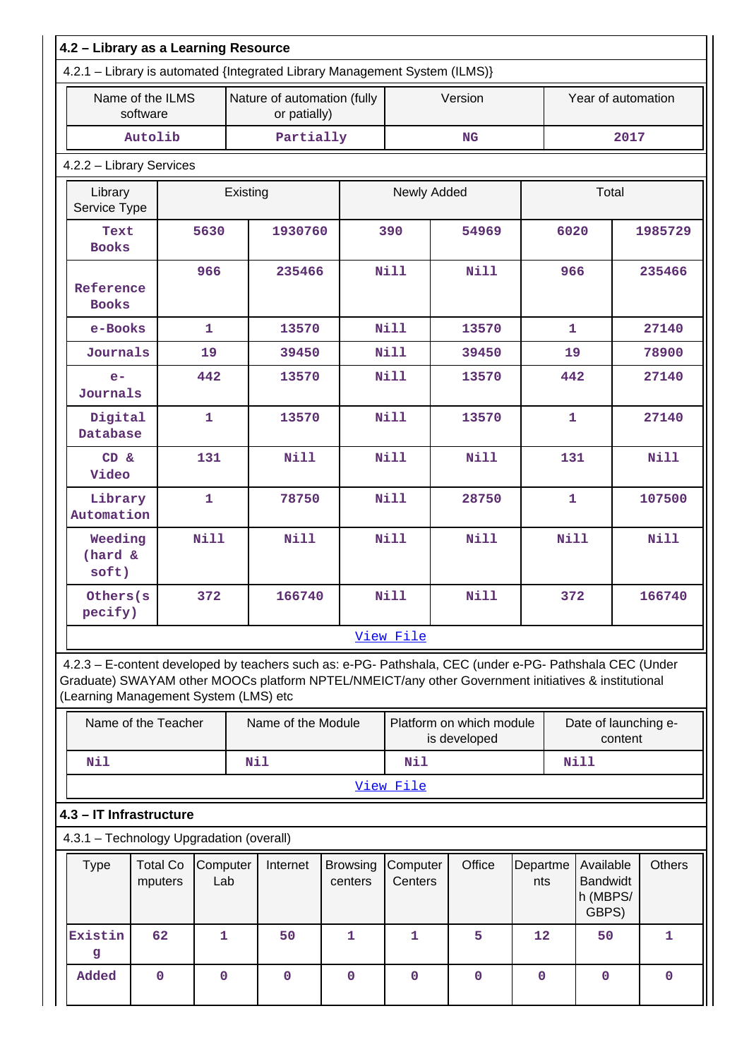## 4.2 – Library as a Learning Resource

4.2.1 – Library is automated {Integrated Library Management System (ILMS)}

| Name of the ILMS software | Nature of automation (fully or patially) | Version | Year of automation |
|---|---|---|---|
| Autolib | Partially | NG | 2017 |

4.2.2 – Library Services

| Library Service Type | Existing | | Newly Added | | Total | |
|---|---|---|---|---|---|---|
| Text Books | 5630 | 1930760 | 390 | 54969 | 6020 | 1985729 |
| Reference Books | 966 | 235466 | Nill | Nill | 966 | 235466 |
| e-Books | 1 | 13570 | Nill | 13570 | 1 | 27140 |
| Journals | 19 | 39450 | Nill | 39450 | 19 | 78900 |
| e-Journals | 442 | 13570 | Nill | 13570 | 442 | 27140 |
| Digital Database | 1 | 13570 | Nill | 13570 | 1 | 27140 |
| CD & Video | 131 | Nill | Nill | Nill | 131 | Nill |
| Library Automation | 1 | 78750 | Nill | 28750 | 1 | 107500 |
| Weeding (hard & soft) | Nill | Nill | Nill | Nill | Nill | Nill |
| Others(specify) | 372 | 166740 | Nill | Nill | 372 | 166740 |

View File

4.2.3 – E-content developed by teachers such as: e-PG- Pathshala, CEC (under e-PG- Pathshala CEC (Under Graduate) SWAYAM other MOOCs platform NPTEL/NMEICT/any other Government initiatives & institutional (Learning Management System (LMS) etc

| Name of the Teacher | Name of the Module | Platform on which module is developed | Date of launching e-content |
|---|---|---|---|
| Nil | Nil | Nil | Nill |

View File

## 4.3 – IT Infrastructure

4.3.1 – Technology Upgradation (overall)

| Type | Total Computers | Computer Lab | Internet | Browsing centers | Computer Centers | Office | Departments | Available Bandwidth (MBPS/ GBPS) | Others |
|---|---|---|---|---|---|---|---|---|---|
| Existing | 62 | 1 | 50 | 1 | 1 | 5 | 12 | 50 | 1 |
| Added | 0 | 0 | 0 | 0 | 0 | 0 | 0 | 0 | 0 |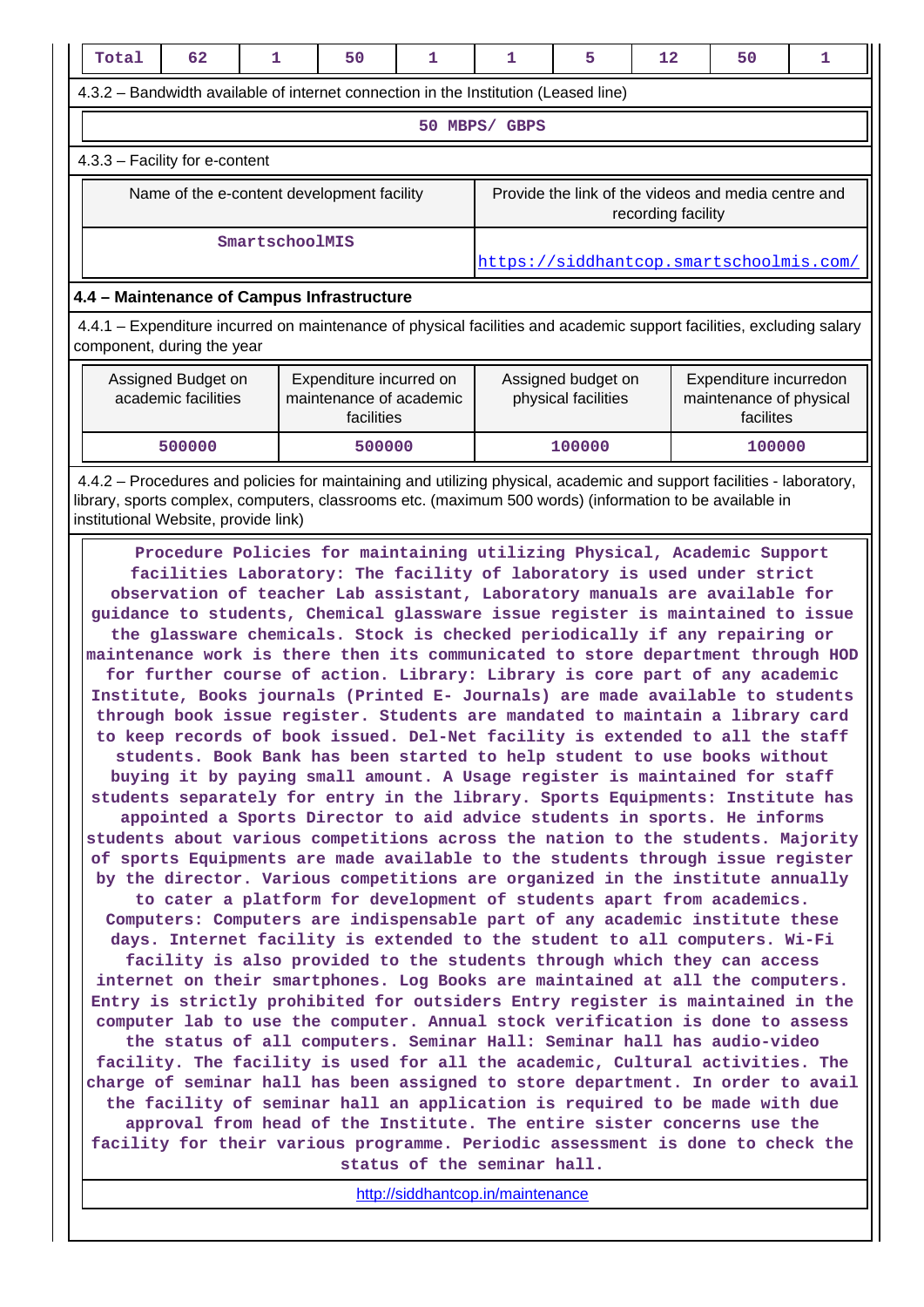| Total | 62 | 1 | 50 | 1 | 1 | 5 | 12 | 50 | 1 |
|---|---|---|---|---|---|---|---|---|---|

4.3.2 – Bandwidth available of internet connection in the Institution (Leased line)

50 MBPS/ GBPS

4.3.3 – Facility for e-content

| Name of the e-content development facility | Provide the link of the videos and media centre and recording facility |
|---|---|
| SmartschoolMIS | https://siddhantcop.smartschoolmis.com/ |

**4.4 – Maintenance of Campus Infrastructure**

4.4.1 – Expenditure incurred on maintenance of physical facilities and academic support facilities, excluding salary component, during the year

| Assigned Budget on academic facilities | Expenditure incurred on maintenance of academic facilities | Assigned budget on physical facilities | Expenditure incurredon maintenance of physical facilites |
|---|---|---|---|
| 500000 | 500000 | 100000 | 100000 |

4.4.2 – Procedures and policies for maintaining and utilizing physical, academic and support facilities - laboratory, library, sports complex, computers, classrooms etc. (maximum 500 words) (information to be available in institutional Website, provide link)

Procedure Policies for maintaining utilizing Physical, Academic Support facilities Laboratory: The facility of laboratory is used under strict observation of teacher Lab assistant, Laboratory manuals are available for guidance to students, Chemical glassware issue register is maintained to issue the glassware chemicals. Stock is checked periodically if any repairing or maintenance work is there then its communicated to store department through HOD for further course of action. Library: Library is core part of any academic Institute, Books journals (Printed E- Journals) are made available to students through book issue register. Students are mandated to maintain a library card to keep records of book issued. Del-Net facility is extended to all the staff students. Book Bank has been started to help student to use books without buying it by paying small amount. A Usage register is maintained for staff students separately for entry in the library. Sports Equipments: Institute has appointed a Sports Director to aid advice students in sports. He informs students about various competitions across the nation to the students. Majority of sports Equipments are made available to the students through issue register by the director. Various competitions are organized in the institute annually to cater a platform for development of students apart from academics. Computers: Computers are indispensable part of any academic institute these days. Internet facility is extended to the student to all computers. Wi-Fi facility is also provided to the students through which they can access internet on their smartphones. Log Books are maintained at all the computers. Entry is strictly prohibited for outsiders Entry register is maintained in the computer lab to use the computer. Annual stock verification is done to assess the status of all computers. Seminar Hall: Seminar hall has audio-video facility. The facility is used for all the academic, Cultural activities. The charge of seminar hall has been assigned to store department. In order to avail the facility of seminar hall an application is required to be made with due approval from head of the Institute. The entire sister concerns use the facility for their various programme. Periodic assessment is done to check the status of the seminar hall.

http://siddhantcop.in/maintenance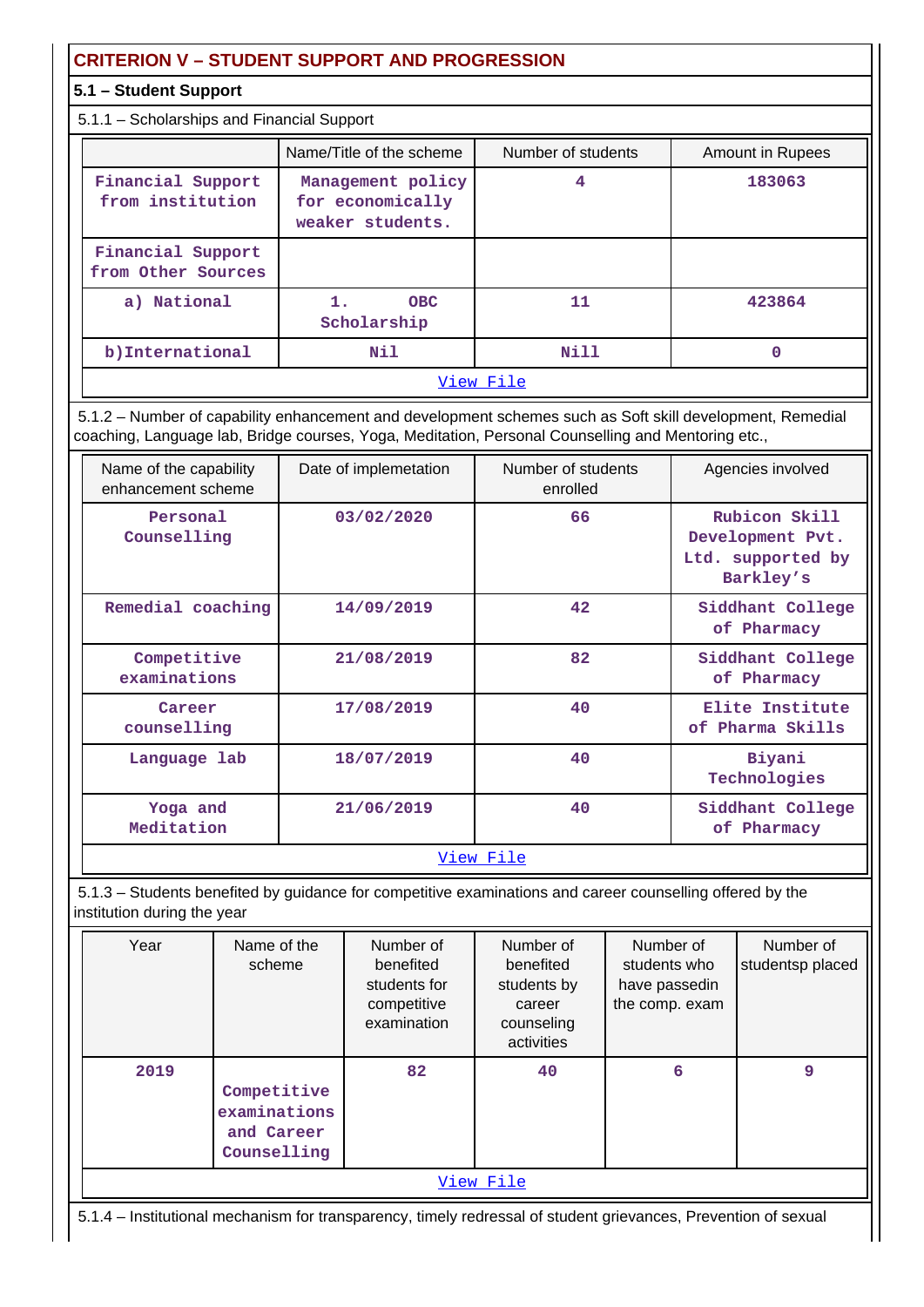# CRITERION V – STUDENT SUPPORT AND PROGRESSION

## 5.1 – Student Support

5.1.1 – Scholarships and Financial Support

| | Name/Title of the scheme | Number of students | Amount in Rupees |
|---|---|---|---|
| Financial Support from institution | Management policy for economically weaker students. | 4 | 183063 |
| Financial Support from Other Sources | | | |
| a) National | 1. OBC Scholarship | 11 | 423864 |
| b)International | Nil | Nill | 0 |

View File

5.1.2 – Number of capability enhancement and development schemes such as Soft skill development, Remedial coaching, Language lab, Bridge courses, Yoga, Meditation, Personal Counselling and Mentoring etc.,

| Name of the capability enhancement scheme | Date of implemetation | Number of students enrolled | Agencies involved |
|---|---|---|---|
| Personal Counselling | 03/02/2020 | 66 | Rubicon Skill Development Pvt. Ltd. supported by Barkley's |
| Remedial coaching | 14/09/2019 | 42 | Siddhant College of Pharmacy |
| Competitive examinations | 21/08/2019 | 82 | Siddhant College of Pharmacy |
| Career counselling | 17/08/2019 | 40 | Elite Institute of Pharma Skills |
| Language lab | 18/07/2019 | 40 | Biyani Technologies |
| Yoga and Meditation | 21/06/2019 | 40 | Siddhant College of Pharmacy |

View File

5.1.3 – Students benefited by guidance for competitive examinations and career counselling offered by the institution during the year

| Year | Name of the scheme | Number of benefited students for competitive examination | Number of benefited students by career counseling activities | Number of students who have passedin the comp. exam | Number of studentsp placed |
|---|---|---|---|---|---|
| 2019 | Competitive examinations and Career Counselling | 82 | 40 | 6 | 9 |

View File

5.1.4 – Institutional mechanism for transparency, timely redressal of student grievances, Prevention of sexual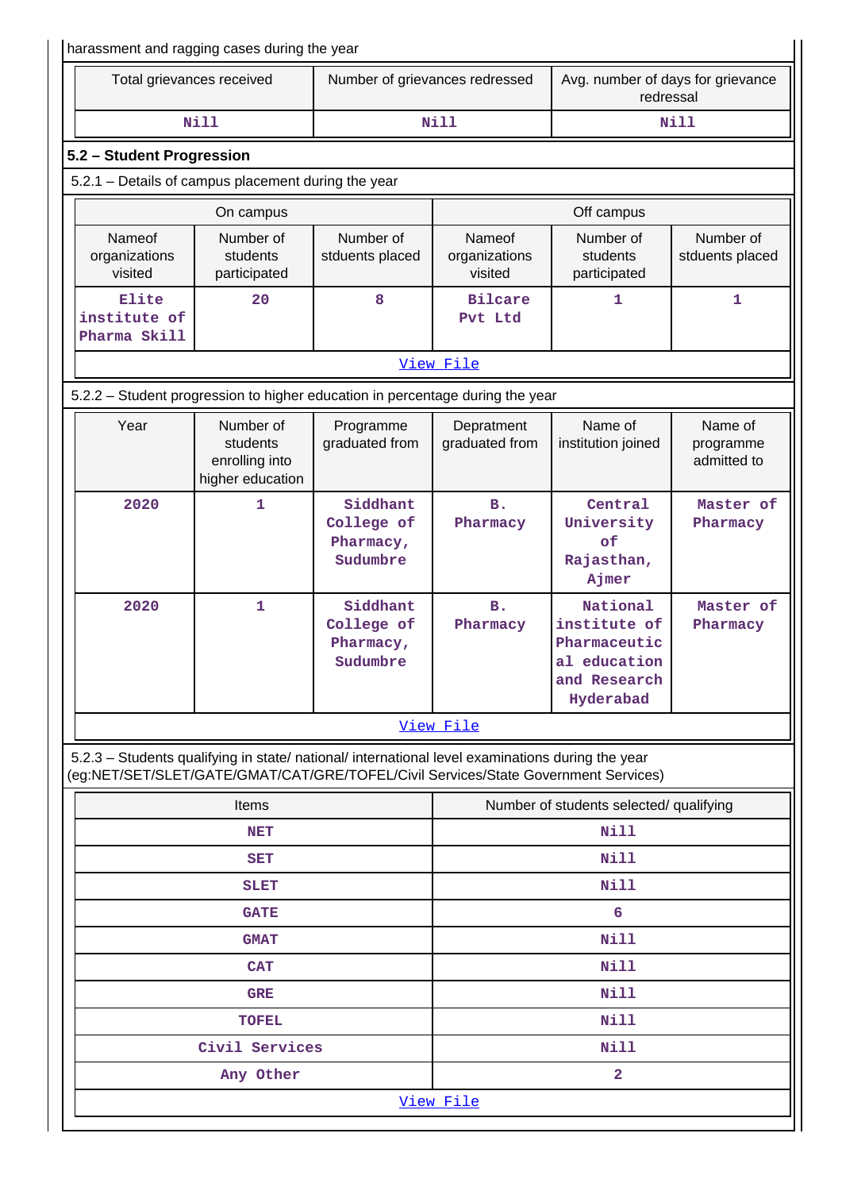harassment and ragging cases during the year

| Total grievances received | Number of grievances redressed | Avg. number of days for grievance redressal |
|---|---|---|
| Nill | Nill | Nill |

## 5.2 – Student Progression

5.2.1 – Details of campus placement during the year

| On campus | | | Off campus | | |
|---|---|---|---|---|---|
| Nameof organizations visited | Number of students participated | Number of stduents placed | Nameof organizations visited | Number of students participated | Number of stduents placed |
| Elite institute of Pharma Skill | 20 | 8 | Bilcare Pvt Ltd | 1 | 1 |

View File

5.2.2 – Student progression to higher education in percentage during the year

| Year | Number of students enrolling into higher education | Programme graduated from | Depratment graduated from | Name of institution joined | Name of programme admitted to |
|---|---|---|---|---|---|
| 2020 | 1 | Siddhant College of Pharmacy, Sudumbre | B. Pharmacy | Central University of Rajasthan, Ajmer | Master of Pharmacy |
| 2020 | 1 | Siddhant College of Pharmacy, Sudumbre | B. Pharmacy | National institute of Pharmaceutical education and Research Hyderabad | Master of Pharmacy |

View File

5.2.3 – Students qualifying in state/ national/ international level examinations during the year (eg:NET/SET/SLET/GATE/GMAT/CAT/GRE/TOFEL/Civil Services/State Government Services)

| Items | Number of students selected/ qualifying |
|---|---|
| NET | Nill |
| SET | Nill |
| SLET | Nill |
| GATE | 6 |
| GMAT | Nill |
| CAT | Nill |
| GRE | Nill |
| TOFEL | Nill |
| Civil Services | Nill |
| Any Other | 2 |

View File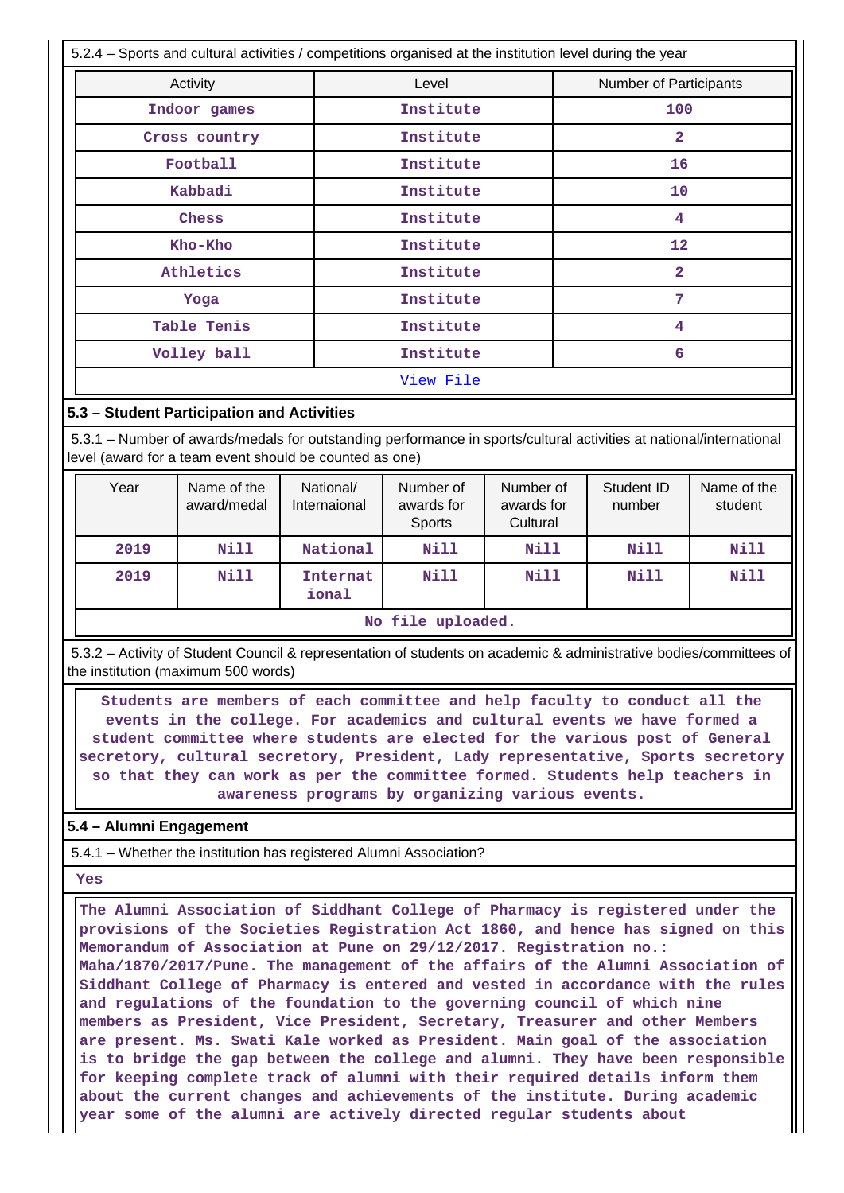5.2.4 – Sports and cultural activities / competitions organised at the institution level during the year

| Activity | Level | Number of Participants |
|---|---|---|
| Indoor games | Institute | 100 |
| Cross country | Institute | 2 |
| Football | Institute | 16 |
| Kabbadi | Institute | 10 |
| Chess | Institute | 4 |
| Kho-Kho | Institute | 12 |
| Athletics | Institute | 2 |
| Yoga | Institute | 7 |
| Table Tenis | Institute | 4 |
| Volley ball | Institute | 6 |

View File

## 5.3 – Student Participation and Activities

5.3.1 – Number of awards/medals for outstanding performance in sports/cultural activities at national/international level (award for a team event should be counted as one)

| Year | Name of the award/medal | National/ Internaional | Number of awards for Sports | Number of awards for Cultural | Student ID number | Name of the student |
|---|---|---|---|---|---|---|
| 2019 | Nill | National | Nill | Nill | Nill | Nill |
| 2019 | Nill | Internat ional | Nill | Nill | Nill | Nill |

No file uploaded.

5.3.2 – Activity of Student Council & representation of students on academic & administrative bodies/committees of the institution (maximum 500 words)

Students are members of each committee and help faculty to conduct all the events in the college. For academics and cultural events we have formed a student committee where students are elected for the various post of General secretory, cultural secretory, President, Lady representative, Sports secretory so that they can work as per the committee formed. Students help teachers in awareness programs by organizing various events.

## 5.4 – Alumni Engagement

5.4.1 – Whether the institution has registered Alumni Association?

Yes

The Alumni Association of Siddhant College of Pharmacy is registered under the provisions of the Societies Registration Act 1860, and hence has signed on this Memorandum of Association at Pune on 29/12/2017. Registration no.: Maha/1870/2017/Pune. The management of the affairs of the Alumni Association of Siddhant College of Pharmacy is entered and vested in accordance with the rules and regulations of the foundation to the governing council of which nine members as President, Vice President, Secretary, Treasurer and other Members are present. Ms. Swati Kale worked as President. Main goal of the association is to bridge the gap between the college and alumni. They have been responsible for keeping complete track of alumni with their required details inform them about the current changes and achievements of the institute. During academic year some of the alumni are actively directed regular students about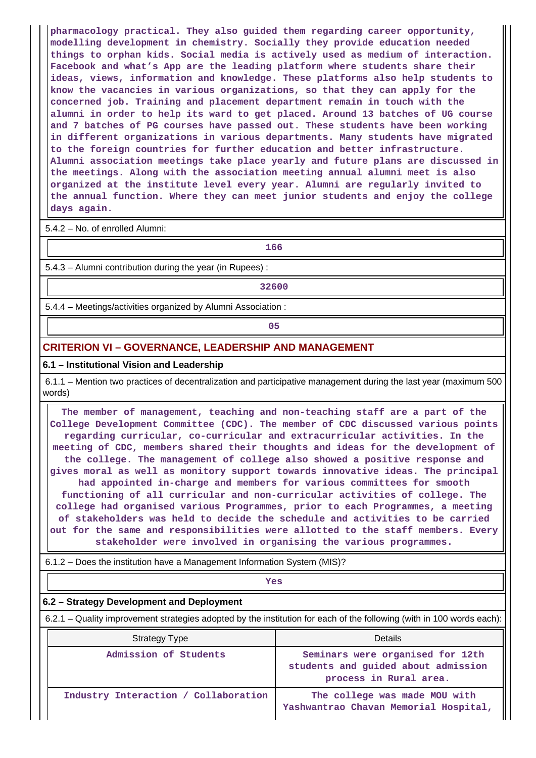pharmacology practical. They also guided them regarding career opportunity, modelling development in chemistry. Socially they provide education needed things to orphan kids. Social media is actively used as medium of interaction. Facebook and what's App are the leading platform where students share their ideas, views, information and knowledge. These platforms also help students to know the vacancies in various organizations, so that they can apply for the concerned job. Training and placement department remain in touch with the alumni in order to help its ward to get placed. Around 13 batches of UG course and 7 batches of PG courses have passed out. These students have been working in different organizations in various departments. Many students have migrated to the foreign countries for further education and better infrastructure. Alumni association meetings take place yearly and future plans are discussed in the meetings. Along with the association meeting annual alumni meet is also organized at the institute level every year. Alumni are regularly invited to the annual function. Where they can meet junior students and enjoy the college days again.

5.4.2 – No. of enrolled Alumni:

166

5.4.3 – Alumni contribution during the year (in Rupees) :

32600

5.4.4 – Meetings/activities organized by Alumni Association :

05

## CRITERION VI – GOVERNANCE, LEADERSHIP AND MANAGEMENT

### 6.1 – Institutional Vision and Leadership

6.1.1 – Mention two practices of decentralization and participative management during the last year (maximum 500 words)

The member of management, teaching and non-teaching staff are a part of the College Development Committee (CDC). The member of CDC discussed various points regarding curricular, co-curricular and extracurricular activities. In the meeting of CDC, members shared their thoughts and ideas for the development of the college. The management of college also showed a positive response and gives moral as well as monitory support towards innovative ideas. The principal had appointed in-charge and members for various committees for smooth functioning of all curricular and non-curricular activities of college. The college had organised various Programmes, prior to each Programmes, a meeting of stakeholders was held to decide the schedule and activities to be carried out for the same and responsibilities were allotted to the staff members. Every stakeholder were involved in organising the various programmes.

6.1.2 – Does the institution have a Management Information System (MIS)?

Yes

### 6.2 – Strategy Development and Deployment

6.2.1 – Quality improvement strategies adopted by the institution for each of the following (with in 100 words each):

| Strategy Type | Details |
|---|---|
| Admission of Students | Seminars were organised for 12th students and guided about admission process in Rural area. |
| Industry Interaction / Collaboration | The college was made MOU with Yashwantrao Chavan Memorial Hospital, |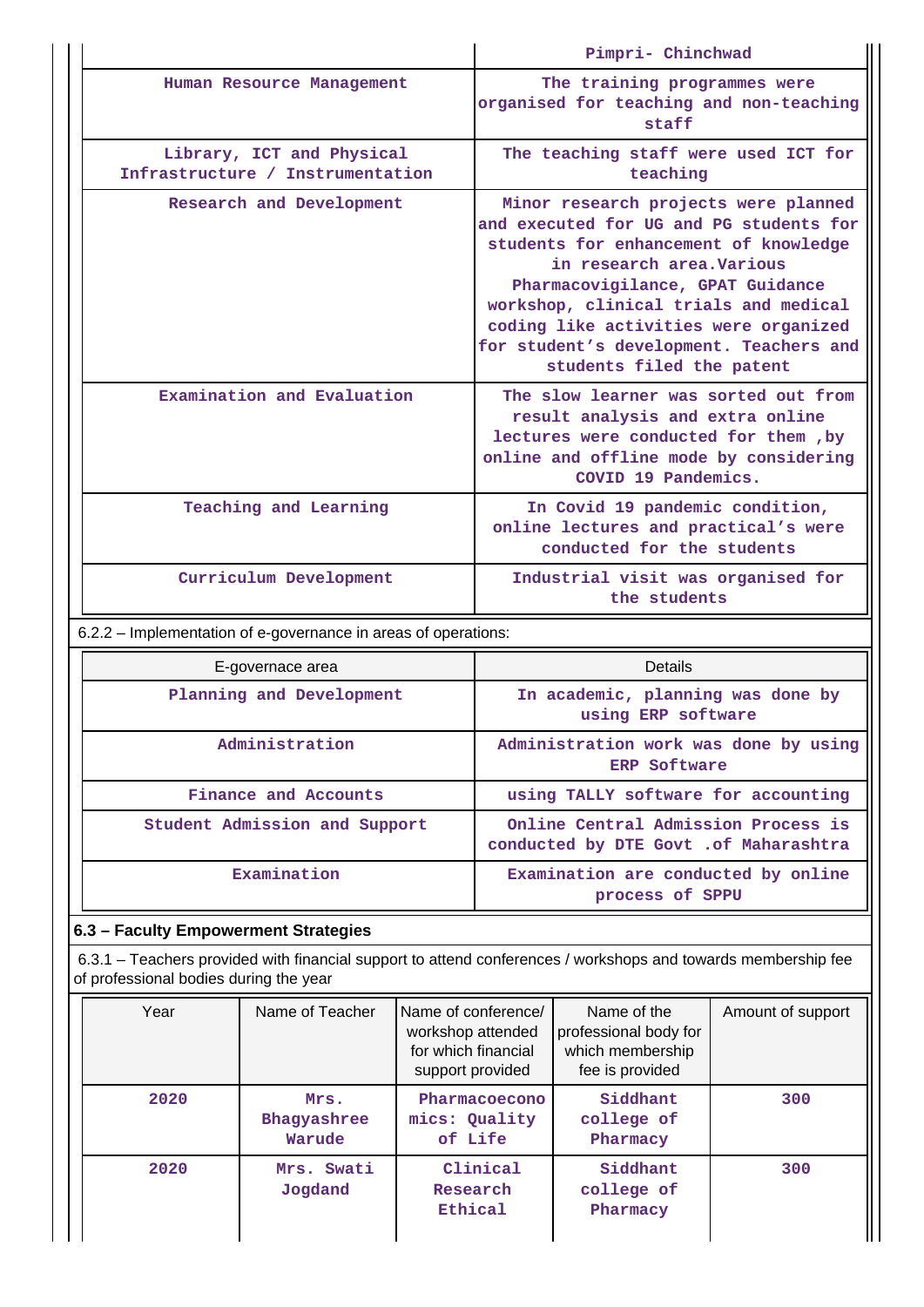| | |
|---|---|
| | Pimpri- Chinchwad |
| Human Resource Management | The training programmes were organised for teaching and non-teaching staff |
| Library, ICT and Physical Infrastructure / Instrumentation | The teaching staff were used ICT for teaching |
| Research and Development | Minor research projects were planned and executed for UG and PG students for students for enhancement of knowledge in research area.Various Pharmacovigilance, GPAT Guidance workshop, clinical trials and medical coding like activities were organized for student's development. Teachers and students filed the patent |
| Examination and Evaluation | The slow learner was sorted out from result analysis and extra online lectures were conducted for them ,by online and offline mode by considering COVID 19 Pandemics. |
| Teaching and Learning | In Covid 19 pandemic condition, online lectures and practical's were conducted for the students |
| Curriculum Development | Industrial visit was organised for the students |

6.2.2 – Implementation of e-governance in areas of operations:

| E-governace area | Details |
|---|---|
| Planning and Development | In academic, planning was done by using ERP software |
| Administration | Administration work was done by using ERP Software |
| Finance and Accounts | using TALLY software for accounting |
| Student Admission and Support | Online Central Admission Process is conducted by DTE Govt .of Maharashtra |
| Examination | Examination are conducted by online process of SPPU |

### 6.3 – Faculty Empowerment Strategies

6.3.1 – Teachers provided with financial support to attend conferences / workshops and towards membership fee of professional bodies during the year

| Year | Name of Teacher | Name of conference/ workshop attended for which financial support provided | Name of the professional body for which membership fee is provided | Amount of support |
|---|---|---|---|---|
| 2020 | Mrs. Bhagyashree Warude | Pharmacoeconomics: Quality of Life | Siddhant college of Pharmacy | 300 |
| 2020 | Mrs. Swati Jogdand | Clinical Research Ethical | Siddhant college of Pharmacy | 300 |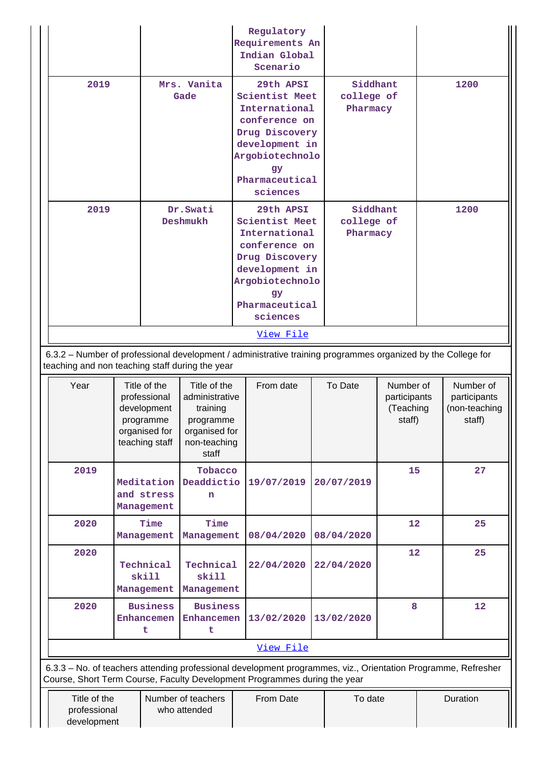| | | | | |
|---|---|---|---|---|
| | | Regulatory Requirements An Indian Global Scenario | | |
| 2019 | Mrs. Vanita Gade | 29th APSI Scientist Meet International conference on Drug Discovery development in Argobiotechnology Pharmaceutical sciences | Siddhant college of Pharmacy | 1200 |
| 2019 | Dr.Swati Deshmukh | 29th APSI Scientist Meet International conference on Drug Discovery development in Argobiotechnology Pharmaceutical sciences | Siddhant college of Pharmacy | 1200 |

View File

6.3.2 – Number of professional development / administrative training programmes organized by the College for teaching and non teaching staff during the year

| Year | Title of the professional development programme organised for teaching staff | Title of the administrative training programme organised for non-teaching staff | From date | To Date | Number of participants (Teaching staff) | Number of participants (non-teaching staff) |
|---|---|---|---|---|---|---|
| 2019 | Meditation and stress Management | Tobacco Deaddiction | 19/07/2019 | 20/07/2019 | 15 | 27 |
| 2020 | Time Management | Time Management | 08/04/2020 | 08/04/2020 | 12 | 25 |
| 2020 | Technical skill Management | Technical skill Management | 22/04/2020 | 22/04/2020 | 12 | 25 |
| 2020 | Business Enhancement | Business Enhancement | 13/02/2020 | 13/02/2020 | 8 | 12 |

View File

6.3.3 – No. of teachers attending professional development programmes, viz., Orientation Programme, Refresher Course, Short Term Course, Faculty Development Programmes during the year

| Title of the professional development | Number of teachers who attended | From Date | To date | Duration |
|---|---|---|---|---|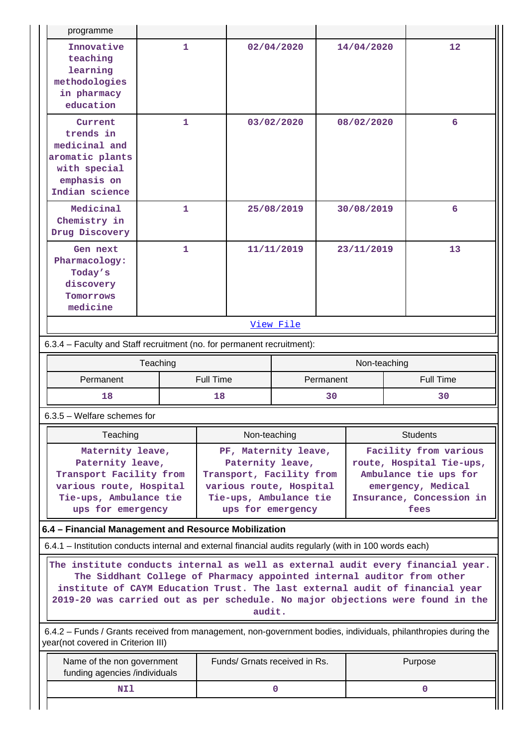| programme | | | | |
|---|---|---|---|---|
| Innovative teaching learning methodologies in pharmacy education | 1 | 02/04/2020 | 14/04/2020 | 12 |
| Current trends in medicinal and aromatic plants with special emphasis on Indian science | 1 | 03/02/2020 | 08/02/2020 | 6 |
| Medicinal Chemistry in Drug Discovery | 1 | 25/08/2019 | 30/08/2019 | 6 |
| Gen next Pharmacology: Today's discovery Tomorrows medicine | 1 | 11/11/2019 | 23/11/2019 | 13 |

View File

6.3.4 – Faculty and Staff recruitment (no. for permanent recruitment):

| Teaching | | Non-teaching | |
|---|---|---|---|
| Permanent | Full Time | Permanent | Full Time |
| 18 | 18 | 30 | 30 |

6.3.5 – Welfare schemes for

| Teaching | Non-teaching | Students |
|---|---|---|
| Maternity leave, Paternity leave, Transport Facility from various route, Hospital Tie-ups, Ambulance tie ups for emergency | PF, Maternity leave, Paternity leave, Transport, Facility from various route, Hospital Tie-ups, Ambulance tie ups for emergency | Facility from various route, Hospital Tie-ups, Ambulance tie ups for emergency, Medical Insurance, Concession in fees |

**6.4 – Financial Management and Resource Mobilization**

6.4.1 – Institution conducts internal and external financial audits regularly (with in 100 words each)

The institute conducts internal as well as external audit every financial year. The Siddhant College of Pharmacy appointed internal auditor from other institute of CAYM Education Trust. The last external audit of financial year 2019-20 was carried out as per schedule. No major objections were found in the audit.

6.4.2 – Funds / Grants received from management, non-government bodies, individuals, philanthropies during the year(not covered in Criterion III)

| Name of the non government funding agencies /individuals | Funds/ Grnats received in Rs. | Purpose |
|---|---|---|
| NIl | 0 | 0 |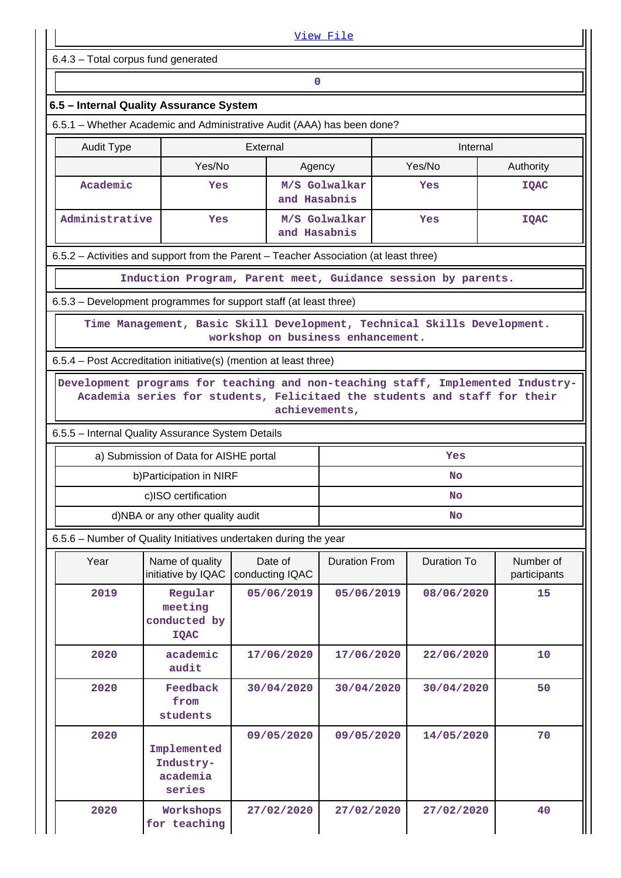[View File](#)

6.4.3 – Total corpus fund generated

| 0 |
|---|

### 6.5 – Internal Quality Assurance System

6.5.1 – Whether Academic and Administrative Audit (AAA) has been done?

| Audit Type | External | | Internal | |
|---|---|---|---|---|
| | Yes/No | Agency | Yes/No | Authority |
| Academic | Yes | M/S Golwalkar and Hasabnis | Yes | IQAC |
| Administrative | Yes | M/S Golwalkar and Hasabnis | Yes | IQAC |

6.5.2 – Activities and support from the Parent – Teacher Association (at least three)

Induction Program, Parent meet, Guidance session by parents.

6.5.3 – Development programmes for support staff (at least three)

Time Management, Basic Skill Development, Technical Skills Development. workshop on business enhancement.

6.5.4 – Post Accreditation initiative(s) (mention at least three)

Development programs for teaching and non-teaching staff, Implemented Industry-Academia series for students, Felicitaed the students and staff for their achievements,

6.5.5 – Internal Quality Assurance System Details

| | |
|---|---|
| a) Submission of Data for AISHE portal | Yes |
| b)Participation in NIRF | No |
| c)ISO certification | No |
| d)NBA or any other quality audit | No |

6.5.6 – Number of Quality Initiatives undertaken during the year

| Year | Name of quality initiative by IQAC | Date of conducting IQAC | Duration From | Duration To | Number of participants |
|---|---|---|---|---|---|
| 2019 | Regular meeting conducted by IQAC | 05/06/2019 | 05/06/2019 | 08/06/2020 | 15 |
| 2020 | academic audit | 17/06/2020 | 17/06/2020 | 22/06/2020 | 10 |
| 2020 | Feedback from students | 30/04/2020 | 30/04/2020 | 30/04/2020 | 50 |
| 2020 | Implemented Industry-academia series | 09/05/2020 | 09/05/2020 | 14/05/2020 | 70 |
| 2020 | Workshops for teaching | 27/02/2020 | 27/02/2020 | 27/02/2020 | 40 |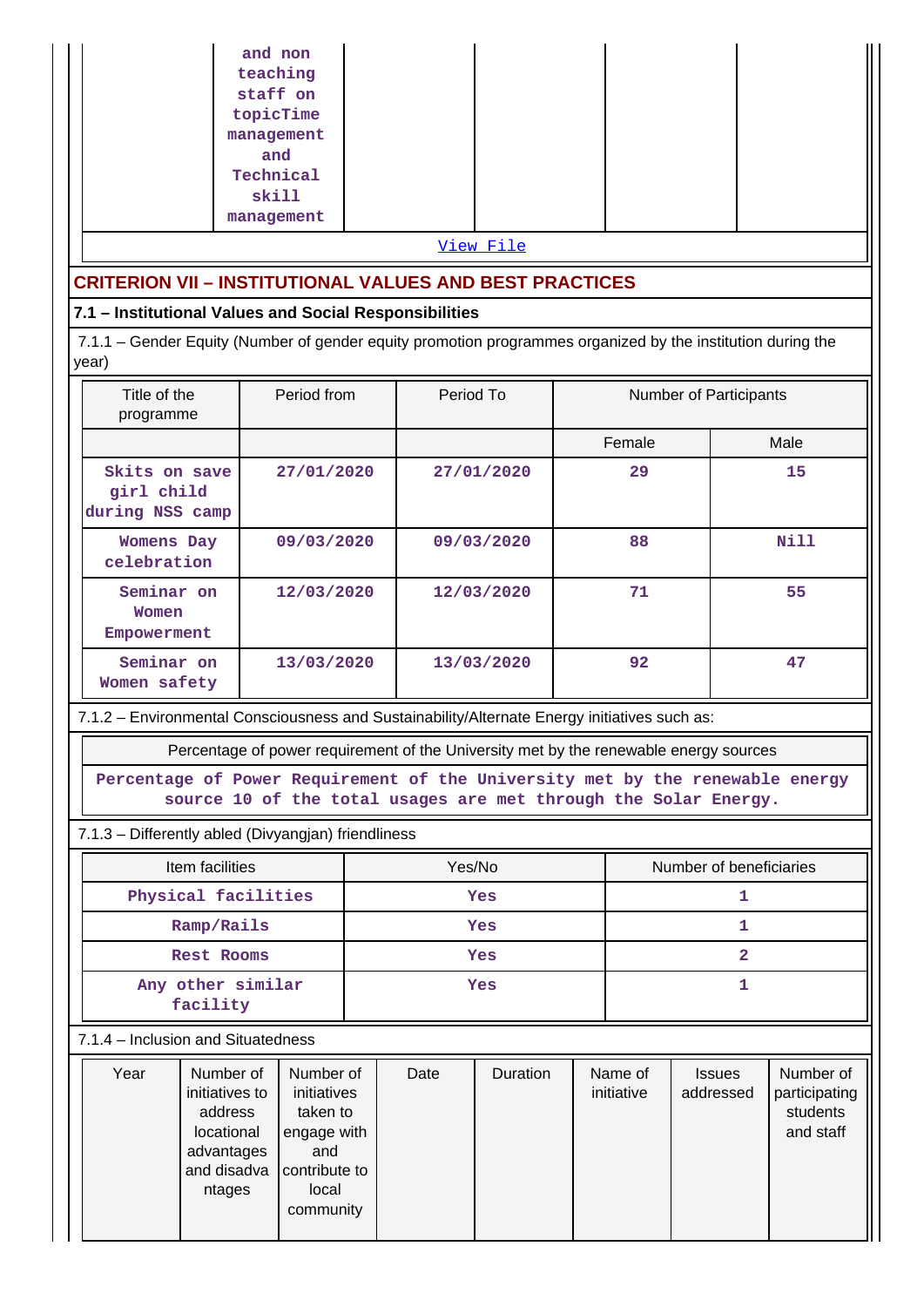| | and non teaching staff on topicTime management and Technical skill management | | | | |
|---|---|---|---|---|---|

[View File]

## CRITERION VII – INSTITUTIONAL VALUES AND BEST PRACTICES

### 7.1 – Institutional Values and Social Responsibilities

7.1.1 – Gender Equity (Number of gender equity promotion programmes organized by the institution during the year)

| Title of the programme | Period from | Period To | Number of Participants | |
|---|---|---|---|---|
| | | | Female | Male |
| Skits on save girl child during NSS camp | 27/01/2020 | 27/01/2020 | 29 | 15 |
| Womens Day celebration | 09/03/2020 | 09/03/2020 | 88 | Nill |
| Seminar on Women Empowerment | 12/03/2020 | 12/03/2020 | 71 | 55 |
| Seminar on Women safety | 13/03/2020 | 13/03/2020 | 92 | 47 |

7.1.2 – Environmental Consciousness and Sustainability/Alternate Energy initiatives such as:

| Percentage of power requirement of the University met by the renewable energy sources |
|---|
| Percentage of Power Requirement of the University met by the renewable energy source 10 of the total usages are met through the Solar Energy. |

7.1.3 – Differently abled (Divyangjan) friendliness

| Item facilities | Yes/No | Number of beneficiaries |
|---|---|---|
| Physical facilities | Yes | 1 |
| Ramp/Rails | Yes | 1 |
| Rest Rooms | Yes | 2 |
| Any other similar facility | Yes | 1 |

7.1.4 – Inclusion and Situatedness

| Year | Number of initiatives to address locational advantages and disadva ntages | Number of initiatives taken to engage with and contribute to local community | Date | Duration | Name of initiative | Issues addressed | Number of participating students and staff |
|---|---|---|---|---|---|---|---|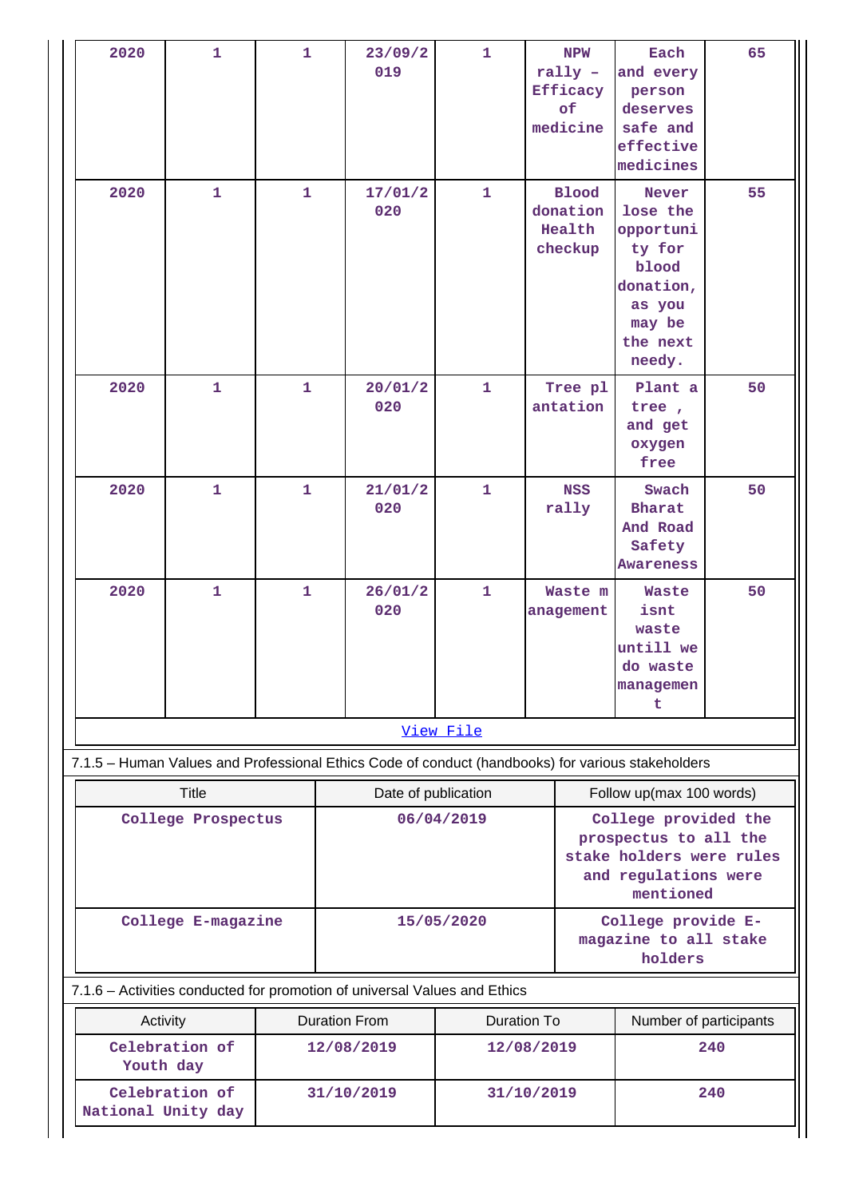| 2020 | 1 | 1 | 23/09/2019 | 1 | NPW rally – Efficacy of medicine | Each and every person deserves safe and effective medicines | 65 |
|---|---|---|---|---|---|---|---|
| 2020 | 1 | 1 | 17/01/2020 | 1 | Blood donation Health checkup | Never lose the opportunity for blood donation, as you may be the next needy. | 55 |
| 2020 | 1 | 1 | 20/01/2020 | 1 | Tree plantation | Plant a tree , and get oxygen free | 50 |
| 2020 | 1 | 1 | 21/01/2020 | 1 | NSS rally | Swach Bharat And Road Safety Awareness | 50 |
| 2020 | 1 | 1 | 26/01/2020 | 1 | Waste management | Waste isnt waste untill we do waste management | 50 |

View File

7.1.5 – Human Values and Professional Ethics Code of conduct (handbooks) for various stakeholders

| Title | Date of publication | Follow up(max 100 words) |
|---|---|---|
| College Prospectus | 06/04/2019 | College provided the prospectus to all the stake holders were rules and regulations were mentioned |
| College E-magazine | 15/05/2020 | College provide E-magazine to all stake holders |

7.1.6 – Activities conducted for promotion of universal Values and Ethics

| Activity | Duration From | Duration To | Number of participants |
|---|---|---|---|
| Celebration of Youth day | 12/08/2019 | 12/08/2019 | 240 |
| Celebration of National Unity day | 31/10/2019 | 31/10/2019 | 240 |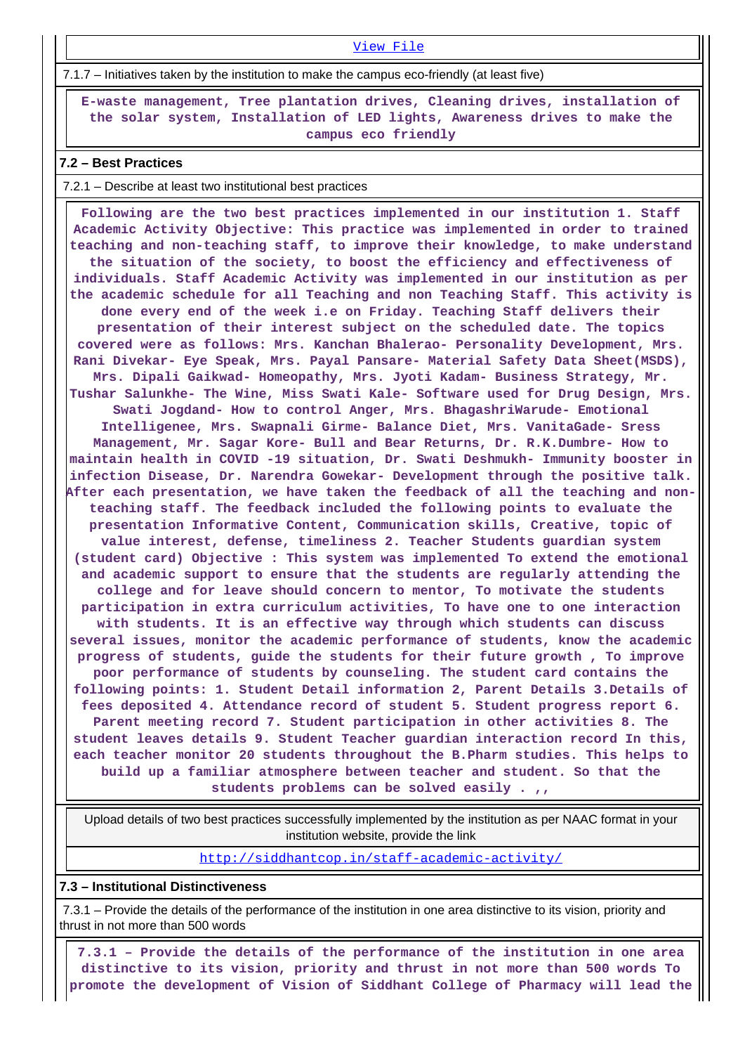View File

7.1.7 – Initiatives taken by the institution to make the campus eco-friendly (at least five)

**E-waste management, Tree plantation drives, Cleaning drives, installation of the solar system, Installation of LED lights, Awareness drives to make the campus eco friendly**

### 7.2 – Best Practices

7.2.1 – Describe at least two institutional best practices

**Following are the two best practices implemented in our institution 1. Staff Academic Activity Objective: This practice was implemented in order to trained teaching and non-teaching staff, to improve their knowledge, to make understand the situation of the society, to boost the efficiency and effectiveness of individuals. Staff Academic Activity was implemented in our institution as per the academic schedule for all Teaching and non Teaching Staff. This activity is done every end of the week i.e on Friday. Teaching Staff delivers their presentation of their interest subject on the scheduled date. The topics covered were as follows: Mrs. Kanchan Bhalerao- Personality Development, Mrs. Rani Divekar- Eye Speak, Mrs. Payal Pansare- Material Safety Data Sheet(MSDS), Mrs. Dipali Gaikwad- Homeopathy, Mrs. Jyoti Kadam- Business Strategy, Mr. Tushar Salunkhe- The Wine, Miss Swati Kale- Software used for Drug Design, Mrs. Swati Jogdand- How to control Anger, Mrs. BhagashriWarude- Emotional Intelligenee, Mrs. Swapnali Girme- Balance Diet, Mrs. VanitaGade- Sress Management, Mr. Sagar Kore- Bull and Bear Returns, Dr. R.K.Dumbre- How to maintain health in COVID -19 situation, Dr. Swati Deshmukh- Immunity booster in infection Disease, Dr. Narendra Gowekar- Development through the positive talk. After each presentation, we have taken the feedback of all the teaching and non-teaching staff. The feedback included the following points to evaluate the presentation Informative Content, Communication skills, Creative, topic of value interest, defense, timeliness 2. Teacher Students guardian system (student card) Objective : This system was implemented To extend the emotional and academic support to ensure that the students are regularly attending the college and for leave should concern to mentor, To motivate the students participation in extra curriculum activities, To have one to one interaction with students. It is an effective way through which students can discuss several issues, monitor the academic performance of students, know the academic progress of students, guide the students for their future growth , To improve poor performance of students by counseling. The student card contains the following points: 1. Student Detail information 2, Parent Details 3.Details of fees deposited 4. Attendance record of student 5. Student progress report 6. Parent meeting record 7. Student participation in other activities 8. The student leaves details 9. Student Teacher guardian interaction record In this, each teacher monitor 20 students throughout the B.Pharm studies. This helps to build up a familiar atmosphere between teacher and student. So that the students problems can be solved easily . ,,**

Upload details of two best practices successfully implemented by the institution as per NAAC format in your institution website, provide the link

http://siddhantcop.in/staff-academic-activity/

### 7.3 – Institutional Distinctiveness

7.3.1 – Provide the details of the performance of the institution in one area distinctive to its vision, priority and thrust in not more than 500 words

**7.3.1 – Provide the details of the performance of the institution in one area distinctive to its vision, priority and thrust in not more than 500 words To promote the development of Vision of Siddhant College of Pharmacy will lead the**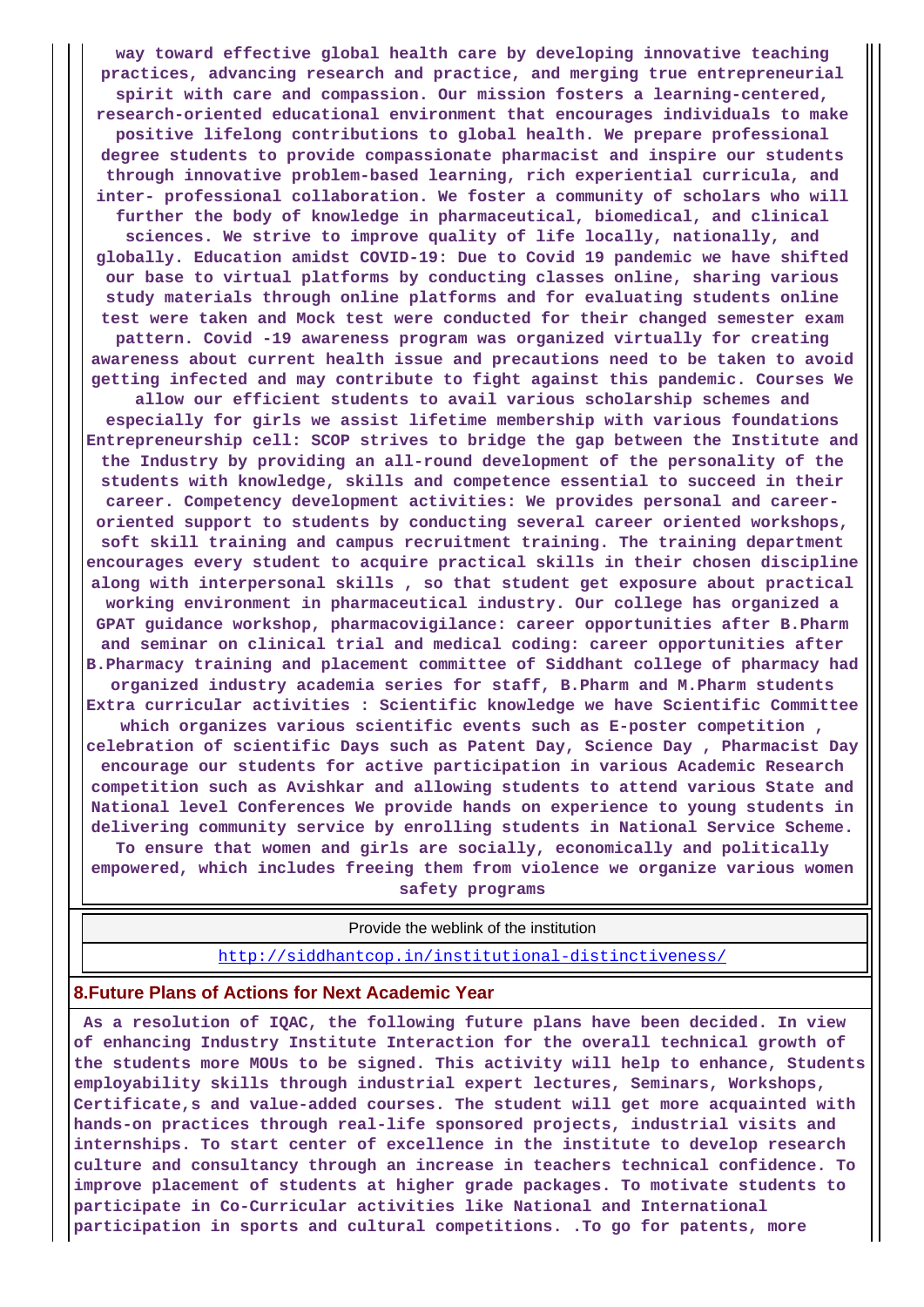**way toward effective global health care by developing innovative teaching practices, advancing research and practice, and merging true entrepreneurial spirit with care and compassion. Our mission fosters a learning-centered, research-oriented educational environment that encourages individuals to make positive lifelong contributions to global health. We prepare professional degree students to provide compassionate pharmacist and inspire our students through innovative problem-based learning, rich experiential curricula, and inter- professional collaboration. We foster a community of scholars who will further the body of knowledge in pharmaceutical, biomedical, and clinical sciences. We strive to improve quality of life locally, nationally, and globally. Education amidst COVID-19: Due to Covid 19 pandemic we have shifted our base to virtual platforms by conducting classes online, sharing various study materials through online platforms and for evaluating students online test were taken and Mock test were conducted for their changed semester exam pattern. Covid -19 awareness program was organized virtually for creating awareness about current health issue and precautions need to be taken to avoid getting infected and may contribute to fight against this pandemic. Courses We allow our efficient students to avail various scholarship schemes and especially for girls we assist lifetime membership with various foundations Entrepreneurship cell: SCOP strives to bridge the gap between the Institute and the Industry by providing an all-round development of the personality of the students with knowledge, skills and competence essential to succeed in their career. Competency development activities: We provides personal and career-oriented support to students by conducting several career oriented workshops, soft skill training and campus recruitment training. The training department encourages every student to acquire practical skills in their chosen discipline along with interpersonal skills , so that student get exposure about practical working environment in pharmaceutical industry. Our college has organized a GPAT guidance workshop, pharmacovigilance: career opportunities after B.Pharm and seminar on clinical trial and medical coding: career opportunities after B.Pharmacy training and placement committee of Siddhant college of pharmacy had organized industry academia series for staff, B.Pharm and M.Pharm students Extra curricular activities : Scientific knowledge we have Scientific Committee which organizes various scientific events such as E-poster competition , celebration of scientific Days such as Patent Day, Science Day , Pharmacist Day encourage our students for active participation in various Academic Research competition such as Avishkar and allowing students to attend various State and National level Conferences We provide hands on experience to young students in delivering community service by enrolling students in National Service Scheme. To ensure that women and girls are socially, economically and politically empowered, which includes freeing them from violence we organize various women safety programs**

| Provide the weblink of the institution |
|---|
| http://siddhantcop.in/institutional-distinctiveness/ |

## 8.Future Plans of Actions for Next Academic Year

**As a resolution of IQAC, the following future plans have been decided. In view of enhancing Industry Institute Interaction for the overall technical growth of the students more MOUs to be signed. This activity will help to enhance, Students employability skills through industrial expert lectures, Seminars, Workshops, Certificate,s and value-added courses. The student will get more acquainted with hands-on practices through real-life sponsored projects, industrial visits and internships. To start center of excellence in the institute to develop research culture and consultancy through an increase in teachers technical confidence. To improve placement of students at higher grade packages. To motivate students to participate in Co-Curricular activities like National and International participation in sports and cultural competitions. .To go for patents, more**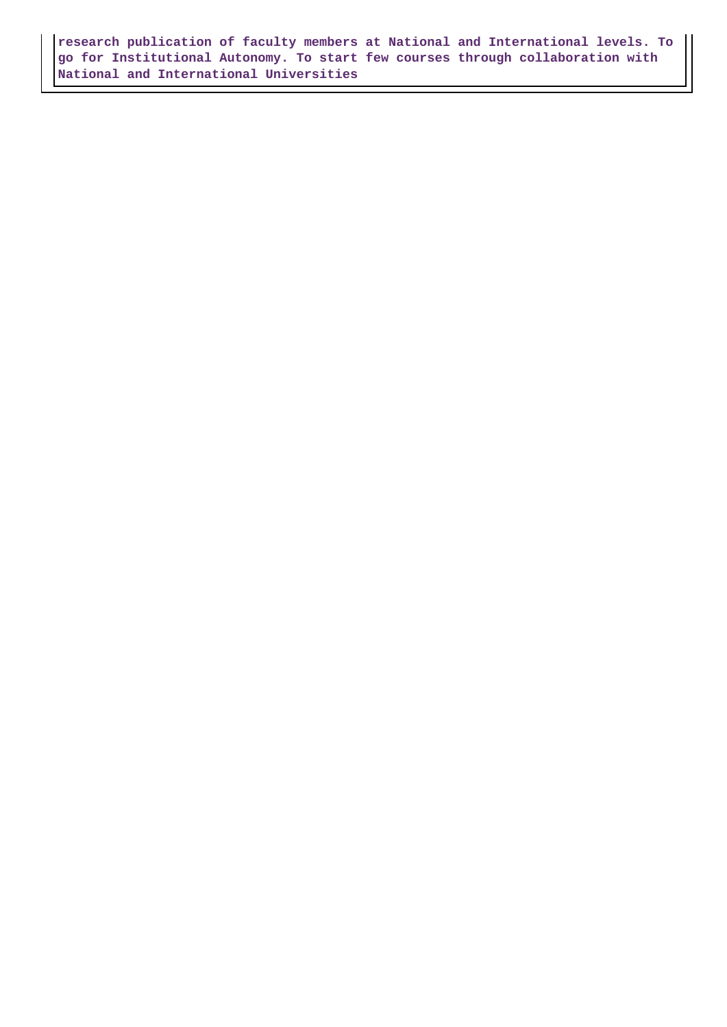**research publication of faculty members at National and International levels. To go for Institutional Autonomy. To start few courses through collaboration with National and International Universities**